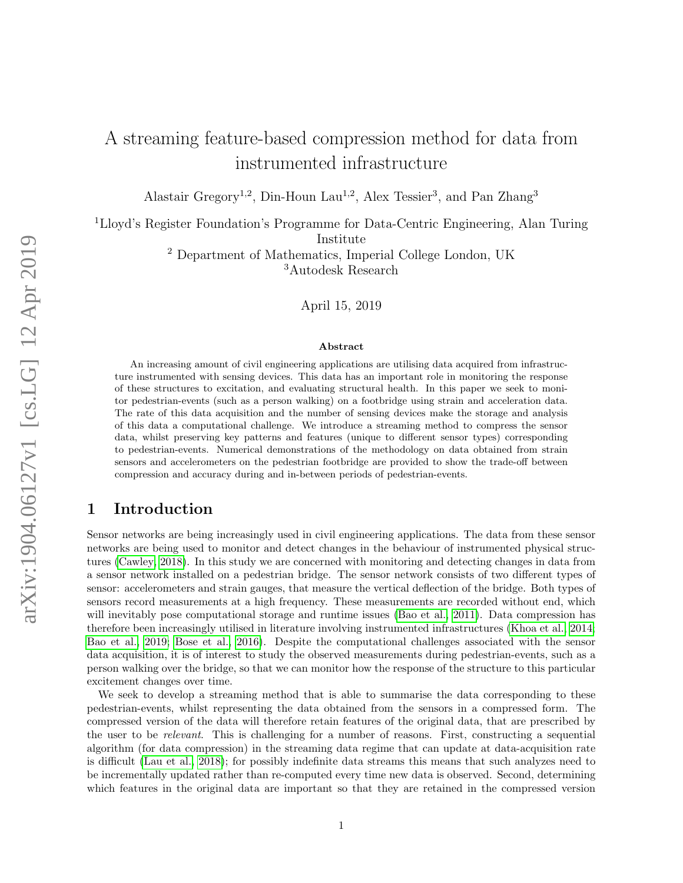# A streaming feature-based compression method for data from instrumented infrastructure

Alastair Gregory[1,2], Din-Houn Lau[1,2], Alex Tessier[3], and Pan Zhang[3]

[1]Lloyd's Register Foundation's Programme for Data-Centric Engineering, Alan Turing Institute
[2] Department of Mathematics, Imperial College London, UK
[3]Autodesk Research

April 15, 2019

**Abstract**

An increasing amount of civil engineering applications are utilising data acquired from infrastructure instrumented with sensing devices. This data has an important role in monitoring the response of these structures to excitation, and evaluating structural health. In this paper we seek to monitor pedestrian-events (such as a person walking) on a footbridge using strain and acceleration data. The rate of this data acquisition and the number of sensing devices make the storage and analysis of this data a computational challenge. We introduce a streaming method to compress the sensor data, whilst preserving key patterns and features (unique to different sensor types) corresponding to pedestrian-events. Numerical demonstrations of the methodology on data obtained from strain sensors and accelerometers on the pedestrian footbridge are provided to show the trade-off between compression and accuracy during and in-between periods of pedestrian-events.

## 1 Introduction

Sensor networks are being increasingly used in civil engineering applications. The data from these sensor networks are being used to monitor and detect changes in the behaviour of instrumented physical structures (Cawley, 2018). In this study we are concerned with monitoring and detecting changes in data from a sensor network installed on a pedestrian bridge. The sensor network consists of two different types of sensor: accelerometers and strain gauges, that measure the vertical deflection of the bridge. Both types of sensors record measurements at a high frequency. These measurements are recorded without end, which will inevitably pose computational storage and runtime issues (Bao et al., 2011). Data compression has therefore been increasingly utilised in literature involving instrumented infrastructures (Khoa et al., 2014; Bao et al., 2019; Bose et al., 2016). Despite the computational challenges associated with the sensor data acquisition, it is of interest to study the observed measurements during pedestrian-events, such as a person walking over the bridge, so that we can monitor how the response of the structure to this particular excitement changes over time.

We seek to develop a streaming method that is able to summarise the data corresponding to these pedestrian-events, whilst representing the data obtained from the sensors in a compressed form. The compressed version of the data will therefore retain features of the original data, that are prescribed by the user to be *relevant*. This is challenging for a number of reasons. First, constructing a sequential algorithm (for data compression) in the streaming data regime that can update at data-acquisition rate is difficult (Lau et al., 2018); for possibly indefinite data streams this means that such analyzes need to be incrementally updated rather than re-computed every time new data is observed. Second, determining which features in the original data are important so that they are retained in the compressed version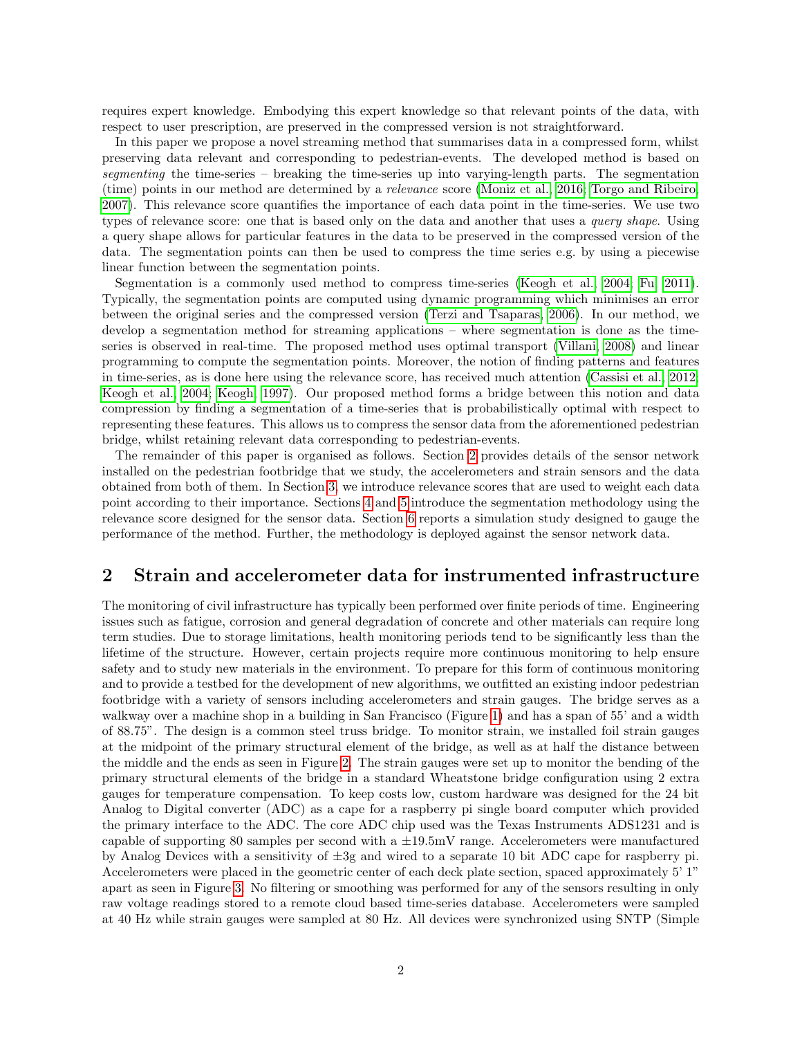requires expert knowledge. Embodying this expert knowledge so that relevant points of the data, with respect to user prescription, are preserved in the compressed version is not straightforward.

In this paper we propose a novel streaming method that summarises data in a compressed form, whilst preserving data relevant and corresponding to pedestrian-events. The developed method is based on *segmenting* the time-series – breaking the time-series up into varying-length parts. The segmentation (time) points in our method are determined by a *relevance* score (Moniz et al., 2016; Torgo and Ribeiro, 2007). This relevance score quantifies the importance of each data point in the time-series. We use two types of relevance score: one that is based only on the data and another that uses a *query shape*. Using a query shape allows for particular features in the data to be preserved in the compressed version of the data. The segmentation points can then be used to compress the time series e.g. by using a piecewise linear function between the segmentation points.

Segmentation is a commonly used method to compress time-series (Keogh et al., 2004; Fu, 2011). Typically, the segmentation points are computed using dynamic programming which minimises an error between the original series and the compressed version (Terzi and Tsaparas, 2006). In our method, we develop a segmentation method for streaming applications – where segmentation is done as the time-series is observed in real-time. The proposed method uses optimal transport (Villani, 2008) and linear programming to compute the segmentation points. Moreover, the notion of finding patterns and features in time-series, as is done here using the relevance score, has received much attention (Cassisi et al., 2012; Keogh et al., 2004; Keogh, 1997). Our proposed method forms a bridge between this notion and data compression by finding a segmentation of a time-series that is probabilistically optimal with respect to representing these features. This allows us to compress the sensor data from the aforementioned pedestrian bridge, whilst retaining relevant data corresponding to pedestrian-events.

The remainder of this paper is organised as follows. Section 2 provides details of the sensor network installed on the pedestrian footbridge that we study, the accelerometers and strain sensors and the data obtained from both of them. In Section 3, we introduce relevance scores that are used to weight each data point according to their importance. Sections 4 and 5 introduce the segmentation methodology using the relevance score designed for the sensor data. Section 6 reports a simulation study designed to gauge the performance of the method. Further, the methodology is deployed against the sensor network data.

## 2 Strain and accelerometer data for instrumented infrastructure

The monitoring of civil infrastructure has typically been performed over finite periods of time. Engineering issues such as fatigue, corrosion and general degradation of concrete and other materials can require long term studies. Due to storage limitations, health monitoring periods tend to be significantly less than the lifetime of the structure. However, certain projects require more continuous monitoring to help ensure safety and to study new materials in the environment. To prepare for this form of continuous monitoring and to provide a testbed for the development of new algorithms, we outfitted an existing indoor pedestrian footbridge with a variety of sensors including accelerometers and strain gauges. The bridge serves as a walkway over a machine shop in a building in San Francisco (Figure 1) and has a span of 55' and a width of 88.75". The design is a common steel truss bridge. To monitor strain, we installed foil strain gauges at the midpoint of the primary structural element of the bridge, as well as at half the distance between the middle and the ends as seen in Figure 2. The strain gauges were set up to monitor the bending of the primary structural elements of the bridge in a standard Wheatstone bridge configuration using 2 extra gauges for temperature compensation. To keep costs low, custom hardware was designed for the 24 bit Analog to Digital converter (ADC) as a cape for a raspberry pi single board computer which provided the primary interface to the ADC. The core ADC chip used was the Texas Instruments ADS1231 and is capable of supporting 80 samples per second with a ±19.5mV range. Accelerometers were manufactured by Analog Devices with a sensitivity of ±3g and wired to a separate 10 bit ADC cape for raspberry pi. Accelerometers were placed in the geometric center of each deck plate section, spaced approximately 5' 1" apart as seen in Figure 3. No filtering or smoothing was performed for any of the sensors resulting in only raw voltage readings stored to a remote cloud based time-series database. Accelerometers were sampled at 40 Hz while strain gauges were sampled at 80 Hz. All devices were synchronized using SNTP (Simple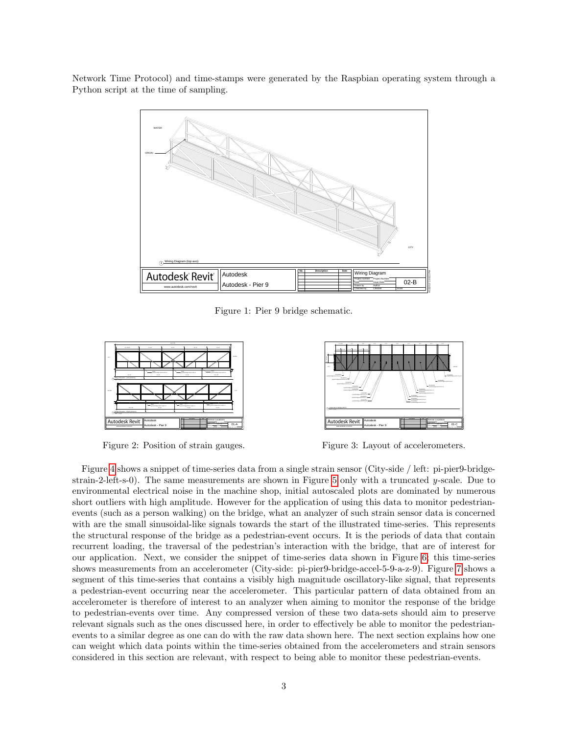Network Time Protocol) and time-stamps were generated by the Raspbian operating system through a Python script at the time of sampling.

Figure 1: Pier 9 bridge schematic.

Figure 2: Position of strain gauges.

Figure 3: Layout of accelerometers.

Figure 4 shows a snippet of time-series data from a single strain sensor (City-side / left: pi-pier9-bridge-strain-2-left-s-0). The same measurements are shown in Figure 5 only with a truncated $y$-scale. Due to environmental electrical noise in the machine shop, initial autoscaled plots are dominated by numerous short outliers with high amplitude. However for the application of using this data to monitor pedestrian-events (such as a person walking) on the bridge, what an analyzer of such strain sensor data is concerned with are the small sinusoidal-like signals towards the start of the illustrated time-series. This represents the structural response of the bridge as a pedestrian-event occurs. It is the periods of data that contain recurrent loading, the traversal of the pedestrian's interaction with the bridge, that are of interest for our application. Next, we consider the snippet of time-series data shown in Figure 6; this time-series shows measurements from an accelerometer (City-side: pi-pier9-bridge-accel-5-9-a-z-9). Figure 7 shows a segment of this time-series that contains a visibly high magnitude oscillatory-like signal, that represents a pedestrian-event occurring near the accelerometer. This particular pattern of data obtained from an accelerometer is therefore of interest to an analyzer when aiming to monitor the response of the bridge to pedestrian-events over time. Any compressed version of these two data-sets should aim to preserve relevant signals such as the ones discussed here, in order to effectively be able to monitor the pedestrian-events to a similar degree as one can do with the raw data shown here. The next section explains how one can weight which data points within the time-series obtained from the accelerometers and strain sensors considered in this section are relevant, with respect to being able to monitor these pedestrian-events.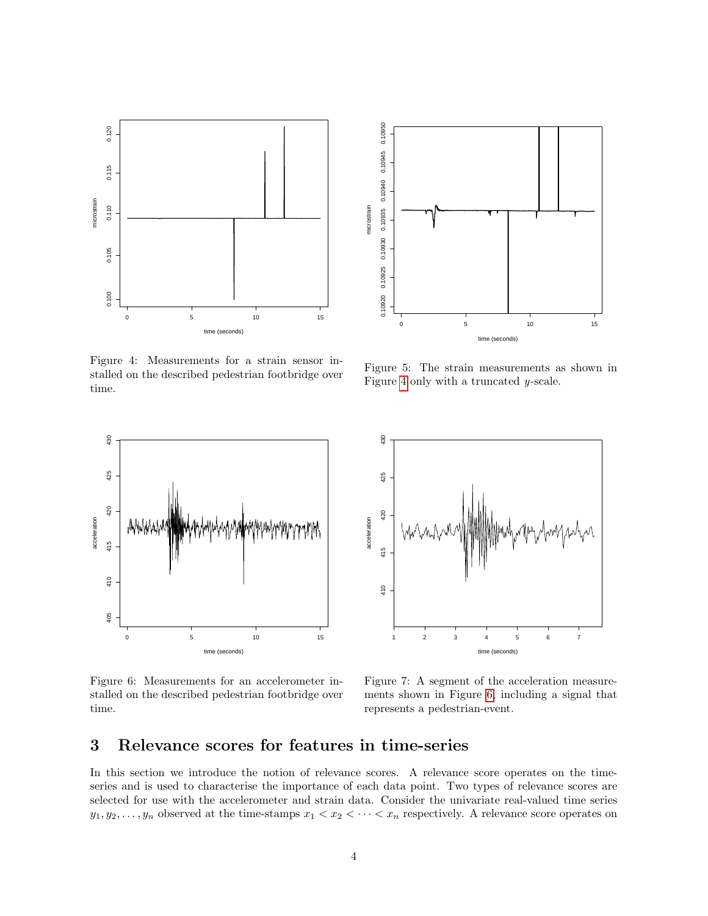Figure 4: Measurements for a strain sensor installed on the described pedestrian footbridge over time.

Figure 5: The strain measurements as shown in Figure 4 only with a truncated $y$-scale.

Figure 6: Measurements for an accelerometer installed on the described pedestrian footbridge over time.

Figure 7: A segment of the acceleration measurements shown in Figure 6, including a signal that represents a pedestrian-event.

## 3 Relevance scores for features in time-series

In this section we introduce the notion of relevance scores. A relevance score operates on the time-series and is used to characterise the importance of each data point. Two types of relevance scores are selected for use with the accelerometer and strain data. Consider the univariate real-valued time series $y_1, y_2, \ldots, y_n$ observed at the time-stamps $x_1 < x_2 < \cdots < x_n$ respectively. A relevance score operates on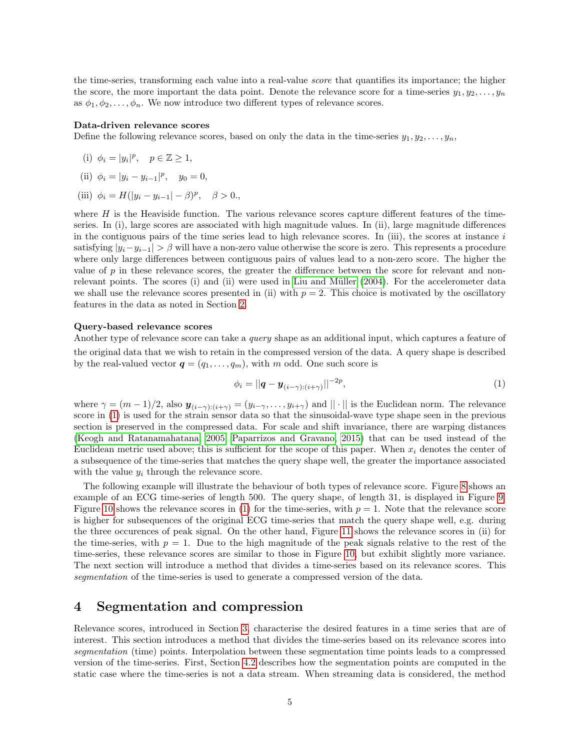the time-series, transforming each value into a real-value *score* that quantifies its importance; the higher the score, the more important the data point. Denote the relevance score for a time-series $y_1, y_2, \ldots, y_n$ as $\phi_1, \phi_2, \ldots, \phi_n$. We now introduce two different types of relevance scores.

**Data-driven relevance scores**

Define the following relevance scores, based on only the data in the time-series $y_1, y_2, \ldots, y_n$,

(i) $\phi_i = |y_i|^p, \quad p \in \mathbb{Z} \geq 1,$

(ii) $\phi_i = |y_i - y_{i-1}|^p, \quad y_0 = 0,$

(iii) $\phi_i = H(|y_i - y_{i-1}| - \beta)^p, \quad \beta > 0.,$

where $H$ is the Heaviside function. The various relevance scores capture different features of the time-series. In (i), large scores are associated with high magnitude values. In (ii), large magnitude differences in the contiguous pairs of the time series lead to high relevance scores. In (iii), the scores at instance $i$ satisfying $|y_i - y_{i-1}| > \beta$ will have a non-zero value otherwise the score is zero. This represents a procedure where only large differences between contiguous pairs of values lead to a non-zero score. The higher the value of $p$ in these relevance scores, the greater the difference between the score for relevant and non-relevant points. The scores (i) and (ii) were used in Liu and Müller (2004). For the accelerometer data we shall use the relevance scores presented in (ii) with $p = 2$. This choice is motivated by the oscillatory features in the data as noted in Section 2.

**Query-based relevance scores**

Another type of relevance score can take a *query* shape as an additional input, which captures a feature of the original data that we wish to retain in the compressed version of the data. A query shape is described by the real-valued vector $\boldsymbol{q} = (q_1, \ldots, q_m)$, with $m$ odd. One such score is

$$\phi_i = ||\boldsymbol{q} - \boldsymbol{y}_{(i-\gamma):(i+\gamma)}||^{-2p}, \tag{1}$$

where $\gamma = (m-1)/2$, also $\boldsymbol{y}_{(i-\gamma):(i+\gamma)} = (y_{i-\gamma}, \ldots, y_{i+\gamma})$ and $||\cdot||$ is the Euclidean norm. The relevance score in (1) is used for the strain sensor data so that the sinusoidal-wave type shape seen in the previous section is preserved in the compressed data. For scale and shift invariance, there are warping distances (Keogh and Ratanamahatana, 2005; Paparrizos and Gravano, 2015) that can be used instead of the Euclidean metric used above; this is sufficient for the scope of this paper. When $x_i$ denotes the center of a subsequence of the time-series that matches the query shape well, the greater the importance associated with the value $y_i$ through the relevance score.

The following example will illustrate the behaviour of both types of relevance score. Figure 8 shows an example of an ECG time-series of length 500. The query shape, of length 31, is displayed in Figure 9. Figure 10 shows the relevance scores in (1) for the time-series, with $p = 1$. Note that the relevance score is higher for subsequences of the original ECG time-series that match the query shape well, e.g. during the three occurences of peak signal. On the other hand, Figure 11 shows the relevance scores in (ii) for the time-series, with $p = 1$. Due to the high magnitude of the peak signals relative to the rest of the time-series, these relevance scores are similar to those in Figure 10, but exhibit slightly more variance. The next section will introduce a method that divides a time-series based on its relevance scores. This *segmentation* of the time-series is used to generate a compressed version of the data.

# 4 Segmentation and compression

Relevance scores, introduced in Section 3, characterise the desired features in a time series that are of interest. This section introduces a method that divides the time-series based on its relevance scores into *segmentation* (time) points. Interpolation between these segmentation time points leads to a compressed version of the time-series. First, Section 4.2 describes how the segmentation points are computed in the static case where the time-series is not a data stream. When streaming data is considered, the method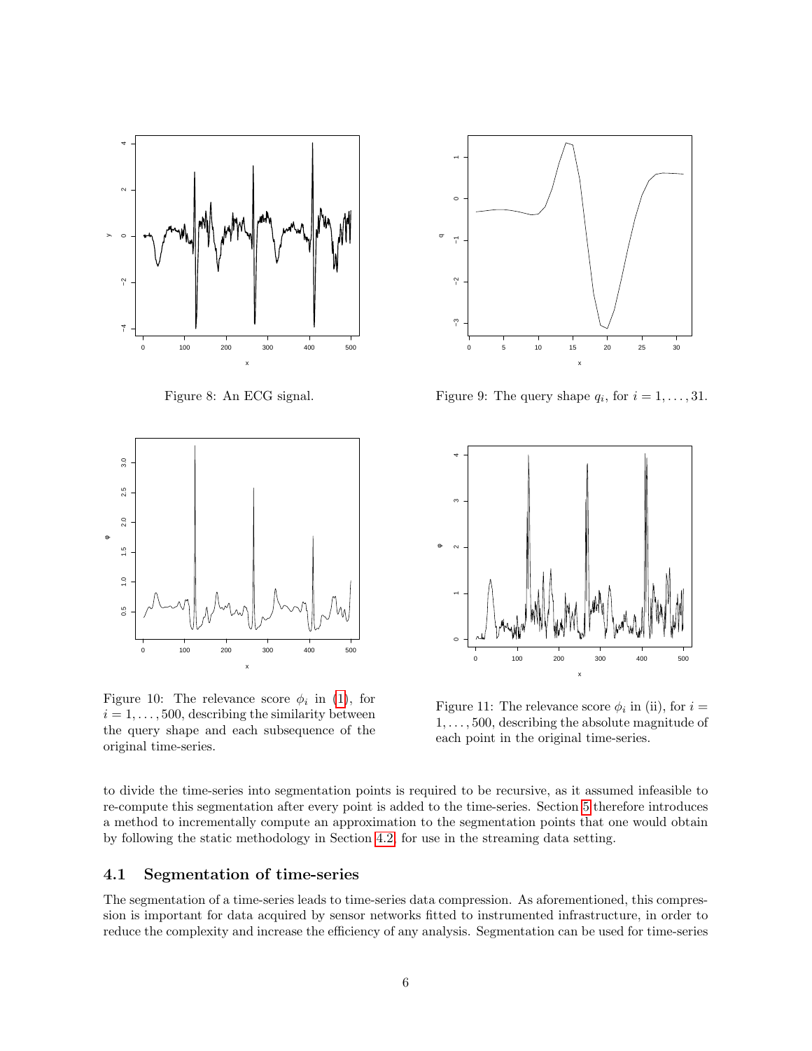Figure 8: An ECG signal.

Figure 9: The query shape $q_i$, for $i = 1, \ldots, 31$.

Figure 10: The relevance score $\phi_i$ in (1), for $i = 1, \ldots, 500$, describing the similarity between the query shape and each subsequence of the original time-series.

Figure 11: The relevance score $\phi_i$ in (ii), for $i = 1, \ldots, 500$, describing the absolute magnitude of each point in the original time-series.

to divide the time-series into segmentation points is required to be recursive, as it assumed infeasible to re-compute this segmentation after every point is added to the time-series. Section 5 therefore introduces a method to incrementally compute an approximation to the segmentation points that one would obtain by following the static methodology in Section 4.2, for use in the streaming data setting.

### 4.1 Segmentation of time-series

The segmentation of a time-series leads to time-series data compression. As aforementioned, this compression is important for data acquired by sensor networks fitted to instrumented infrastructure, in order to reduce the complexity and increase the efficiency of any analysis. Segmentation can be used for time-series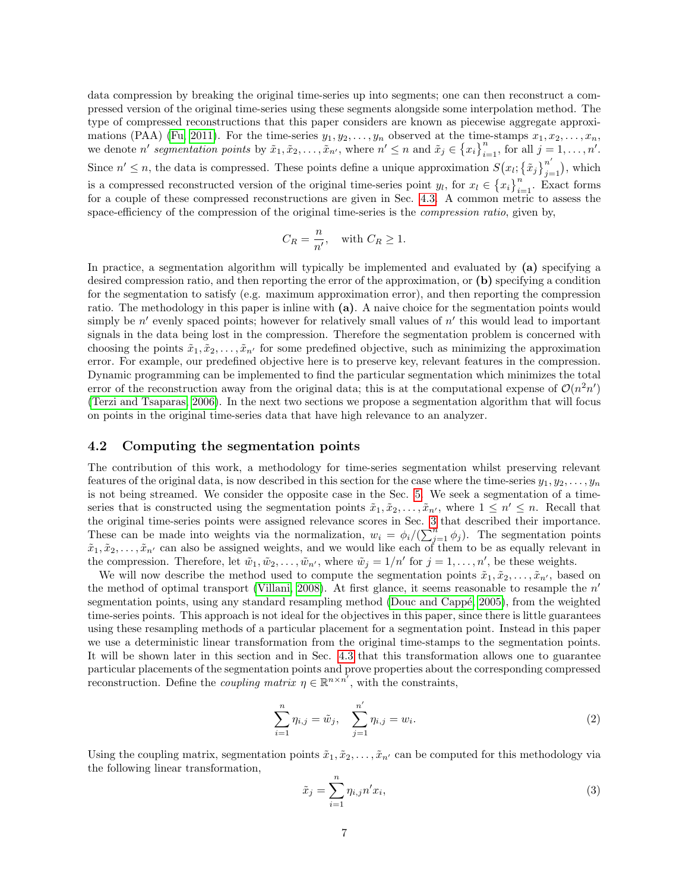data compression by breaking the original time-series up into segments; one can then reconstruct a compressed version of the original time-series using these segments alongside some interpolation method. The type of compressed reconstructions that this paper considers are known as piecewise aggregate approximations (PAA) (Fu, 2011). For the time-series $y_1, y_2, \ldots, y_n$ observed at the time-stamps $x_1, x_2, \ldots, x_n$, we denote $n'$ *segmentation points* by $\tilde{x}_1, \tilde{x}_2, \ldots, \tilde{x}_{n'}$, where $n' \leq n$ and $\tilde{x}_j \in \{x_i\}_{i=1}^n$, for all $j = 1, \ldots, n'$. Since $n' \leq n$, the data is compressed. These points define a unique approximation $S\big(x_l; \{\tilde{x}_j\}_{j=1}^{n'}\big)$, which is a compressed reconstructed version of the original time-series point $y_l$, for $x_l \in \{x_i\}_{i=1}^n$. Exact forms for a couple of these compressed reconstructions are given in Sec. 4.3. A common metric to assess the space-efficiency of the compression of the original time-series is the *compression ratio*, given by,

$$C_R = \frac{n}{n'}, \quad \text{with } C_R \geq 1.$$

In practice, a segmentation algorithm will typically be implemented and evaluated by **(a)** specifying a desired compression ratio, and then reporting the error of the approximation, or **(b)** specifying a condition for the segmentation to satisfy (e.g. maximum approximation error), and then reporting the compression ratio. The methodology in this paper is inline with **(a)**. A naive choice for the segmentation points would simply be $n'$ evenly spaced points; however for relatively small values of $n'$ this would lead to important signals in the data being lost in the compression. Therefore the segmentation problem is concerned with choosing the points $\tilde{x}_1, \tilde{x}_2, \ldots, \tilde{x}_{n'}$ for some predefined objective, such as minimizing the approximation error. For example, our predefined objective here is to preserve key, relevant features in the compression. Dynamic programming can be implemented to find the particular segmentation which minimizes the total error of the reconstruction away from the original data; this is at the computational expense of $\mathcal{O}(n^2 n')$ (Terzi and Tsaparas, 2006). In the next two sections we propose a segmentation algorithm that will focus on points in the original time-series data that have high relevance to an analyzer.

## 4.2 Computing the segmentation points

The contribution of this work, a methodology for time-series segmentation whilst preserving relevant features of the original data, is now described in this section for the case where the time-series $y_1, y_2, \ldots, y_n$ is not being streamed. We consider the opposite case in the Sec. 5. We seek a segmentation of a time-series that is constructed using the segmentation points $\tilde{x}_1, \tilde{x}_2, \ldots, \tilde{x}_{n'}$, where $1 \leq n' \leq n$. Recall that the original time-series points were assigned relevance scores in Sec. 3 that described their importance. These can be made into weights via the normalization, $w_i = \phi_i / (\sum_{j=1}^n \phi_j)$. The segmentation points $\tilde{x}_1, \tilde{x}_2, \ldots, \tilde{x}_{n'}$ can also be assigned weights, and we would like each of them to be as equally relevant in the compression. Therefore, let $\tilde{w}_1, \tilde{w}_2, \ldots, \tilde{w}_{n'}$, where $\tilde{w}_j = 1/n'$ for $j = 1, \ldots, n'$, be these weights.

We will now describe the method used to compute the segmentation points $\tilde{x}_1, \tilde{x}_2, \ldots, \tilde{x}_{n'}$, based on the method of optimal transport (Villani, 2008). At first glance, it seems reasonable to resample the $n'$ segmentation points, using any standard resampling method (Douc and Cappé, 2005), from the weighted time-series points. This approach is not ideal for the objectives in this paper, since there is little guarantees using these resampling methods of a particular placement for a segmentation point. Instead in this paper we use a deterministic linear transformation from the original time-stamps to the segmentation points. It will be shown later in this section and in Sec. 4.3 that this transformation allows one to guarantee particular placements of the segmentation points and prove properties about the corresponding compressed reconstruction. Define the *coupling matrix* $\eta \in \mathbb{R}^{n \times n'}$, with the constraints,

$$\sum_{i=1}^{n} \eta_{i,j} = \tilde{w}_j, \quad \sum_{j=1}^{n'} \eta_{i,j} = w_i. \tag{2}$$

Using the coupling matrix, segmentation points $\tilde{x}_1, \tilde{x}_2, \ldots, \tilde{x}_{n'}$ can be computed for this methodology via the following linear transformation,

$$\tilde{x}_j = \sum_{i=1}^{n} \eta_{i,j} n' x_i, \tag{3}$$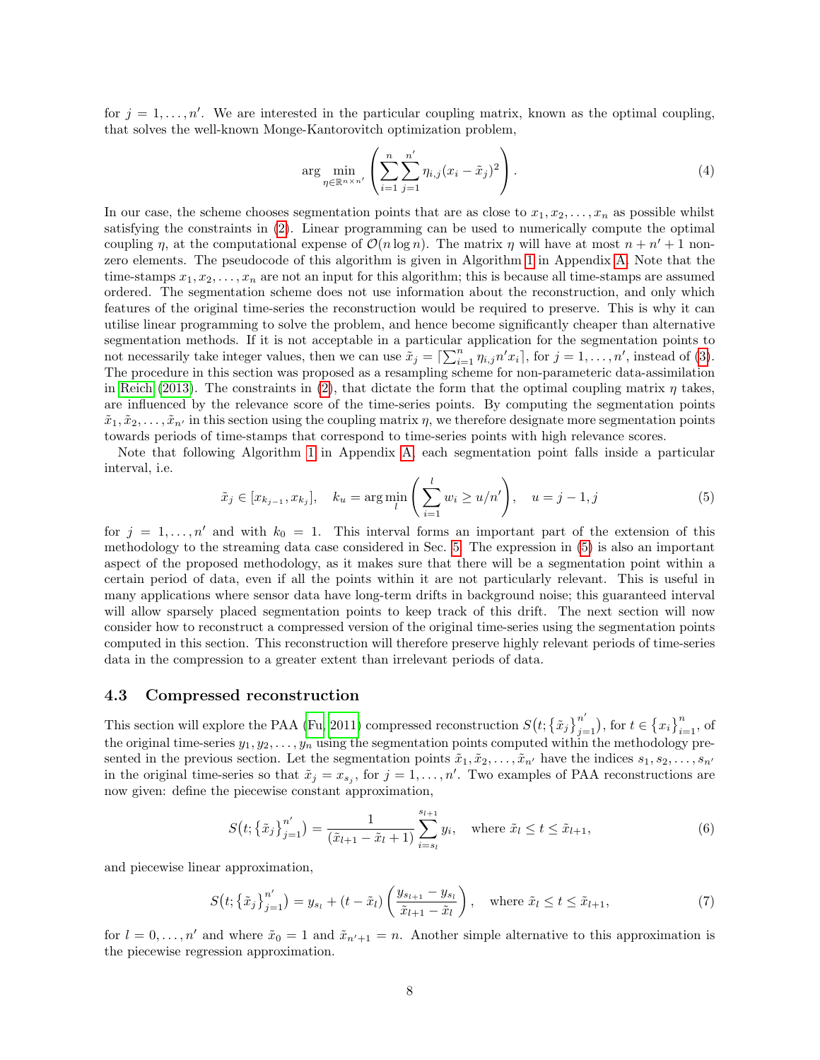for $j = 1, \ldots, n'$. We are interested in the particular coupling matrix, known as the optimal coupling, that solves the well-known Monge-Kantorovitch optimization problem,

$$\arg \min_{\eta \in \mathbb{R}^{n \times n'}} \left( \sum_{i=1}^{n} \sum_{j=1}^{n'} \eta_{i,j} (x_i - \tilde{x}_j)^2 \right). \tag{4}$$

In our case, the scheme chooses segmentation points that are as close to $x_1, x_2, \ldots, x_n$ as possible whilst satisfying the constraints in (2). Linear programming can be used to numerically compute the optimal coupling $\eta$, at the computational expense of $\mathcal{O}(n \log n)$. The matrix $\eta$ will have at most $n + n' + 1$ non-zero elements. The pseudocode of this algorithm is given in Algorithm 1 in Appendix A. Note that the time-stamps $x_1, x_2, \ldots, x_n$ are not an input for this algorithm; this is because all time-stamps are assumed ordered. The segmentation scheme does not use information about the reconstruction, and only which features of the original time-series the reconstruction would be required to preserve. This is why it can utilise linear programming to solve the problem, and hence become significantly cheaper than alternative segmentation methods. If it is not acceptable in a particular application for the segmentation points to not necessarily take integer values, then we can use $\tilde{x}_j = \lceil \sum_{i=1}^{n} \eta_{i,j} n' x_i \rceil$, for $j = 1, \ldots, n'$, instead of (3). The procedure in this section was proposed as a resampling scheme for non-parameteric data-assimilation in Reich (2013). The constraints in (2), that dictate the form that the optimal coupling matrix $\eta$ takes, are influenced by the relevance score of the time-series points. By computing the segmentation points $\tilde{x}_1, \tilde{x}_2, \ldots, \tilde{x}_{n'}$ in this section using the coupling matrix $\eta$, we therefore designate more segmentation points towards periods of time-stamps that correspond to time-series points with high relevance scores.

Note that following Algorithm 1 in Appendix A, each segmentation point falls inside a particular interval, i.e.

$$\tilde{x}_j \in [x_{k_{j-1}}, x_{k_j}], \quad k_u = \arg\min_{l} \left( \sum_{i=1}^{l} w_i \geq u/n' \right), \quad u = j-1, j \tag{5}$$

for $j = 1, \ldots, n'$ and with $k_0 = 1$. This interval forms an important part of the extension of this methodology to the streaming data case considered in Sec. 5. The expression in (5) is also an important aspect of the proposed methodology, as it makes sure that there will be a segmentation point within a certain period of data, even if all the points within it are not particularly relevant. This is useful in many applications where sensor data have long-term drifts in background noise; this guaranteed interval will allow sparsely placed segmentation points to keep track of this drift. The next section will now consider how to reconstruct a compressed version of the original time-series using the segmentation points computed in this section. This reconstruction will therefore preserve highly relevant periods of time-series data in the compression to a greater extent than irrelevant periods of data.

### 4.3 Compressed reconstruction

This section will explore the PAA (Fu, 2011) compressed reconstruction $S\big(t; \{\tilde{x}_j\}_{j=1}^{n'}\big)$, for $t \in \{x_i\}_{i=1}^{n}$, of the original time-series $y_1, y_2, \ldots, y_n$ using the segmentation points computed within the methodology presented in the previous section. Let the segmentation points $\tilde{x}_1, \tilde{x}_2, \ldots, \tilde{x}_{n'}$ have the indices $s_1, s_2, \ldots, s_{n'}$ in the original time-series so that $\tilde{x}_j = x_{s_j}$, for $j = 1, \ldots, n'$. Two examples of PAA reconstructions are now given: define the piecewise constant approximation,

$$S\big(t; \{\tilde{x}_j\}_{j=1}^{n'}\big) = \frac{1}{(\tilde{x}_{l+1} - \tilde{x}_l + 1)} \sum_{i=s_l}^{s_{l+1}} y_i, \quad \text{where } \tilde{x}_l \leq t \leq \tilde{x}_{l+1}, \tag{6}$$

and piecewise linear approximation,

$$S\big(t; \{\tilde{x}_j\}_{j=1}^{n'}\big) = y_{s_l} + (t - \tilde{x}_l) \left( \frac{y_{s_{l+1}} - y_{s_l}}{\tilde{x}_{l+1} - \tilde{x}_l} \right), \quad \text{where } \tilde{x}_l \leq t \leq \tilde{x}_{l+1}, \tag{7}$$

for $l = 0, \ldots, n'$ and where $\tilde{x}_0 = 1$ and $\tilde{x}_{n'+1} = n$. Another simple alternative to this approximation is the piecewise regression approximation.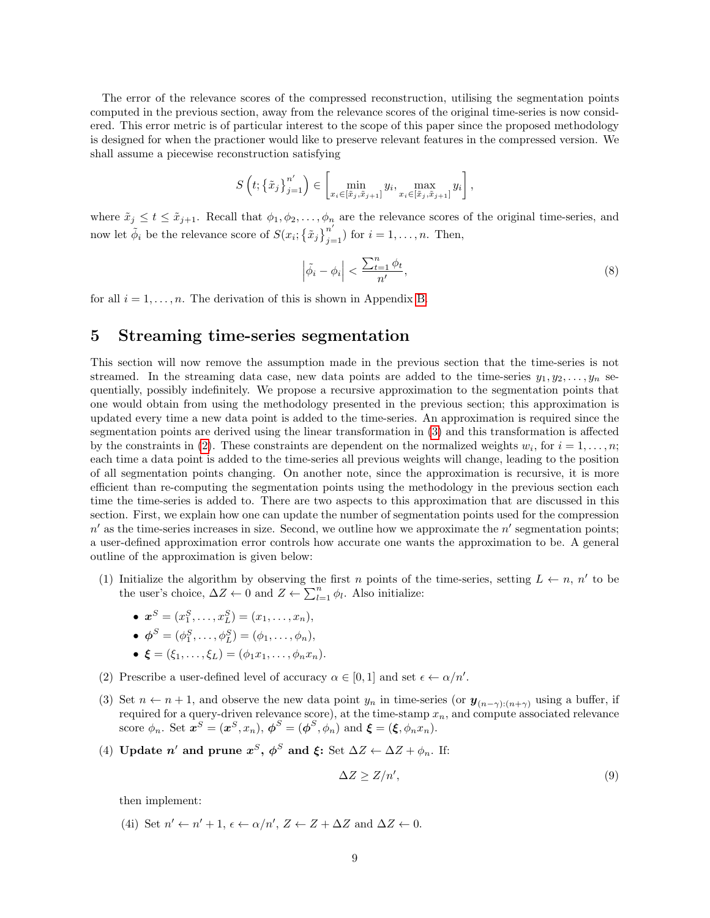The error of the relevance scores of the compressed reconstruction, utilising the segmentation points computed in the previous section, away from the relevance scores of the original time-series is now considered. This error metric is of particular interest to the scope of this paper since the proposed methodology is designed for when the practioner would like to preserve relevant features in the compressed version. We shall assume a piecewise reconstruction satisfying

$$S\left(t; \{\tilde{x}_j\}_{j=1}^{n'}\right) \in \left[\min_{x_i \in [\tilde{x}_j, \tilde{x}_{j+1}]} y_i, \max_{x_i \in [\tilde{x}_j, \tilde{x}_{j+1}]} y_i\right],$$

where $\tilde{x}_j \leq t \leq \tilde{x}_{j+1}$. Recall that $\phi_1, \phi_2, \ldots, \phi_n$ are the relevance scores of the original time-series, and now let $\tilde{\phi}_i$ be the relevance score of $S(x_i; \{\tilde{x}_j\}_{j=1}^{n'})$ for $i = 1, \ldots, n$. Then,

$$\left|\tilde{\phi}_i - \phi_i\right| < \frac{\sum_{t=1}^{n} \phi_t}{n'}, \tag{8}$$

for all $i = 1, \ldots, n$. The derivation of this is shown in Appendix B.

## 5 Streaming time-series segmentation

This section will now remove the assumption made in the previous section that the time-series is not streamed. In the streaming data case, new data points are added to the time-series $y_1, y_2, \ldots, y_n$ sequentially, possibly indefinitely. We propose a recursive approximation to the segmentation points that one would obtain from using the methodology presented in the previous section; this approximation is updated every time a new data point is added to the time-series. An approximation is required since the segmentation points are derived using the linear transformation in (3) and this transformation is affected by the constraints in (2). These constraints are dependent on the normalized weights $w_i$, for $i = 1, \ldots, n$; each time a data point is added to the time-series all previous weights will change, leading to the position of all segmentation points changing. On another note, since the approximation is recursive, it is more efficient than re-computing the segmentation points using the methodology in the previous section each time the time-series is added to. There are two aspects to this approximation that are discussed in this section. First, we explain how one can update the number of segmentation points used for the compression $n'$ as the time-series increases in size. Second, we outline how we approximate the $n'$ segmentation points; a user-defined approximation error controls how accurate one wants the approximation to be. A general outline of the approximation is given below:

(1) Initialize the algorithm by observing the first $n$ points of the time-series, setting $L \leftarrow n$, $n'$ to be the user's choice, $\Delta Z \leftarrow 0$ and $Z \leftarrow \sum_{l=1}^{n} \phi_l$. Also initialize:

- $\boldsymbol{x}^S = (x_1^S, \ldots, x_L^S) = (x_1, \ldots, x_n)$,
- $\boldsymbol{\phi}^S = (\phi_1^S, \ldots, \phi_L^S) = (\phi_1, \ldots, \phi_n)$,
- $\boldsymbol{\xi} = (\xi_1, \ldots, \xi_L) = (\phi_1 x_1, \ldots, \phi_n x_n)$.

(2) Prescribe a user-defined level of accuracy $\alpha \in [0, 1]$ and set $\epsilon \leftarrow \alpha/n'$.

(3) Set $n \leftarrow n + 1$, and observe the new data point $y_n$ in time-series (or $\boldsymbol{y}_{(n-\gamma):(n+\gamma)}$ using a buffer, if required for a query-driven relevance score), at the time-stamp $x_n$, and compute associated relevance score $\phi_n$. Set $\boldsymbol{x}^S = (\boldsymbol{x}^S, x_n)$, $\boldsymbol{\phi}^S = (\boldsymbol{\phi}^S, \phi_n)$ and $\boldsymbol{\xi} = (\boldsymbol{\xi}, \phi_n x_n)$.

(4) **Update $n'$ and prune $\boldsymbol{x}^S$, $\boldsymbol{\phi}^S$ and $\boldsymbol{\xi}$:** Set $\Delta Z \leftarrow \Delta Z + \phi_n$. If:

$$\Delta Z \geq Z/n', \tag{9}$$

then implement:

(4i) Set $n' \leftarrow n' + 1$, $\epsilon \leftarrow \alpha/n'$, $Z \leftarrow Z + \Delta Z$ and $\Delta Z \leftarrow 0$.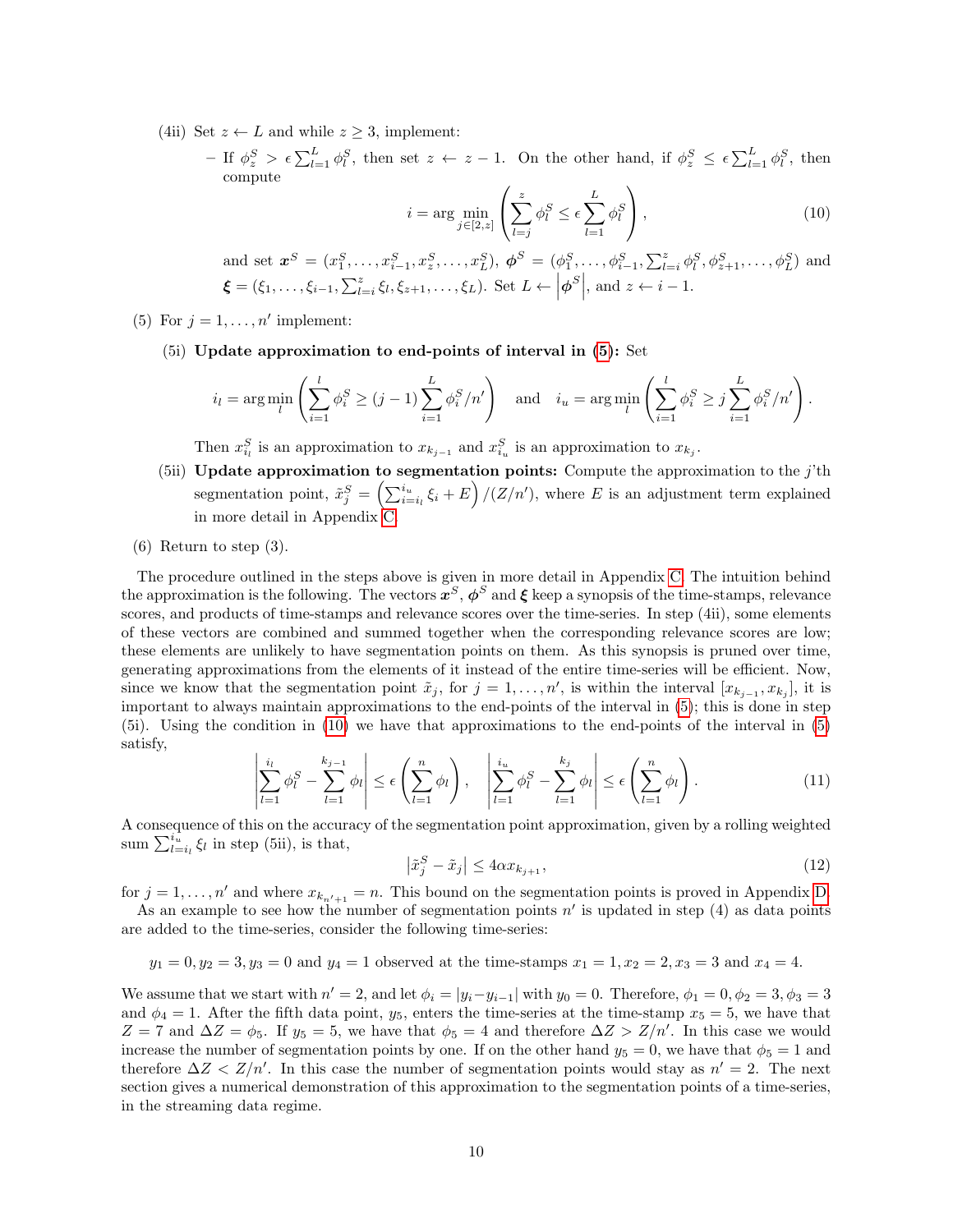(4ii) Set $z \leftarrow L$ and while $z \geq 3$, implement:

- If $\phi_z^S > \epsilon \sum_{l=1}^L \phi_l^S$, then set $z \leftarrow z - 1$. On the other hand, if $\phi_z^S \leq \epsilon \sum_{l=1}^L \phi_l^S$, then compute

$$i = \arg \min_{j \in [2,z]} \left( \sum_{l=j}^{z} \phi_l^S \leq \epsilon \sum_{l=1}^{L} \phi_l^S \right), \tag{10}$$

and set $\boldsymbol{x}^S = (x_1^S, \ldots, x_{i-1}^S, x_z^S, \ldots, x_L^S)$, $\boldsymbol{\phi}^S = (\phi_1^S, \ldots, \phi_{i-1}^S, \sum_{l=i}^z \phi_l^S, \phi_{z+1}^S, \ldots, \phi_L^S)$ and $\boldsymbol{\xi} = (\xi_1, \ldots, \xi_{i-1}, \sum_{l=i}^z \xi_l, \xi_{z+1}, \ldots, \xi_L)$. Set $L \leftarrow \left|\boldsymbol{\phi}^S\right|$, and $z \leftarrow i - 1$.

(5) For $j = 1, \ldots, n'$ implement:

(5i) **Update approximation to end-points of interval in (5):** Set

$$i_l = \arg\min_l \left( \sum_{i=1}^{l} \phi_i^S \geq (j-1) \sum_{i=1}^{L} \phi_i^S / n' \right) \quad \text{and} \quad i_u = \arg\min_l \left( \sum_{i=1}^{l} \phi_i^S \geq j \sum_{i=1}^{L} \phi_i^S / n' \right).$$

Then $x_{i_l}^S$ is an approximation to $x_{k_{j-1}}$ and $x_{i_u}^S$ is an approximation to $x_{k_j}$.

(5ii) **Update approximation to segmentation points:** Compute the approximation to the $j$'th segmentation point, $\tilde{x}_j^S = \left(\sum_{i=i_l}^{i_u} \xi_i + E\right) / (Z/n')$, where $E$ is an adjustment term explained in more detail in Appendix C.

(6) Return to step (3).

The procedure outlined in the steps above is given in more detail in Appendix C. The intuition behind the approximation is the following. The vectors $\boldsymbol{x}^S$, $\boldsymbol{\phi}^S$ and $\boldsymbol{\xi}$ keep a synopsis of the time-stamps, relevance scores, and products of time-stamps and relevance scores over the time-series. In step (4ii), some elements of these vectors are combined and summed together when the corresponding relevance scores are low; these elements are unlikely to have segmentation points on them. As this synopsis is pruned over time, generating approximations from the elements of it instead of the entire time-series will be efficient. Now, since we know that the segmentation point $\tilde{x}_j$, for $j = 1, \ldots, n'$, is within the interval $[x_{k_{j-1}}, x_{k_j}]$, it is important to always maintain approximations to the end-points of the interval in (5); this is done in step (5i). Using the condition in (10) we have that approximations to the end-points of the interval in (5) satisfy,

$$\left| \sum_{l=1}^{i_l} \phi_l^S - \sum_{l=1}^{k_{j-1}} \phi_l \right| \leq \epsilon \left( \sum_{l=1}^{n} \phi_l \right), \quad \left| \sum_{l=1}^{i_u} \phi_l^S - \sum_{l=1}^{k_j} \phi_l \right| \leq \epsilon \left( \sum_{l=1}^{n} \phi_l \right). \tag{11}$$

A consequence of this on the accuracy of the segmentation point approximation, given by a rolling weighted sum $\sum_{l=i_l}^{i_u} \xi_l$ in step (5ii), is that,

$$\left| \tilde{x}_j^S - \tilde{x}_j \right| \leq 4\alpha x_{k_{j+1}}, \tag{12}$$

for $j = 1, \ldots, n'$ and where $x_{k_{n'+1}} = n$. This bound on the segmentation points is proved in Appendix D.

As an example to see how the number of segmentation points $n'$ is updated in step (4) as data points are added to the time-series, consider the following time-series:

$$y_1 = 0, y_2 = 3, y_3 = 0 \text{ and } y_4 = 1 \text{ observed at the time-stamps } x_1 = 1, x_2 = 2, x_3 = 3 \text{ and } x_4 = 4.$$

We assume that we start with $n' = 2$, and let $\phi_i = |y_i - y_{i-1}|$ with $y_0 = 0$. Therefore, $\phi_1 = 0, \phi_2 = 3, \phi_3 = 3$ and $\phi_4 = 1$. After the fifth data point, $y_5$, enters the time-series at the time-stamp $x_5 = 5$, we have that $Z = 7$ and $\Delta Z = \phi_5$. If $y_5 = 5$, we have that $\phi_5 = 4$ and therefore $\Delta Z > Z/n'$. In this case we would increase the number of segmentation points by one. If on the other hand $y_5 = 0$, we have that $\phi_5 = 1$ and therefore $\Delta Z < Z/n'$. In this case the number of segmentation points would stay as $n' = 2$. The next section gives a numerical demonstration of this approximation to the segmentation points of a time-series, in the streaming data regime.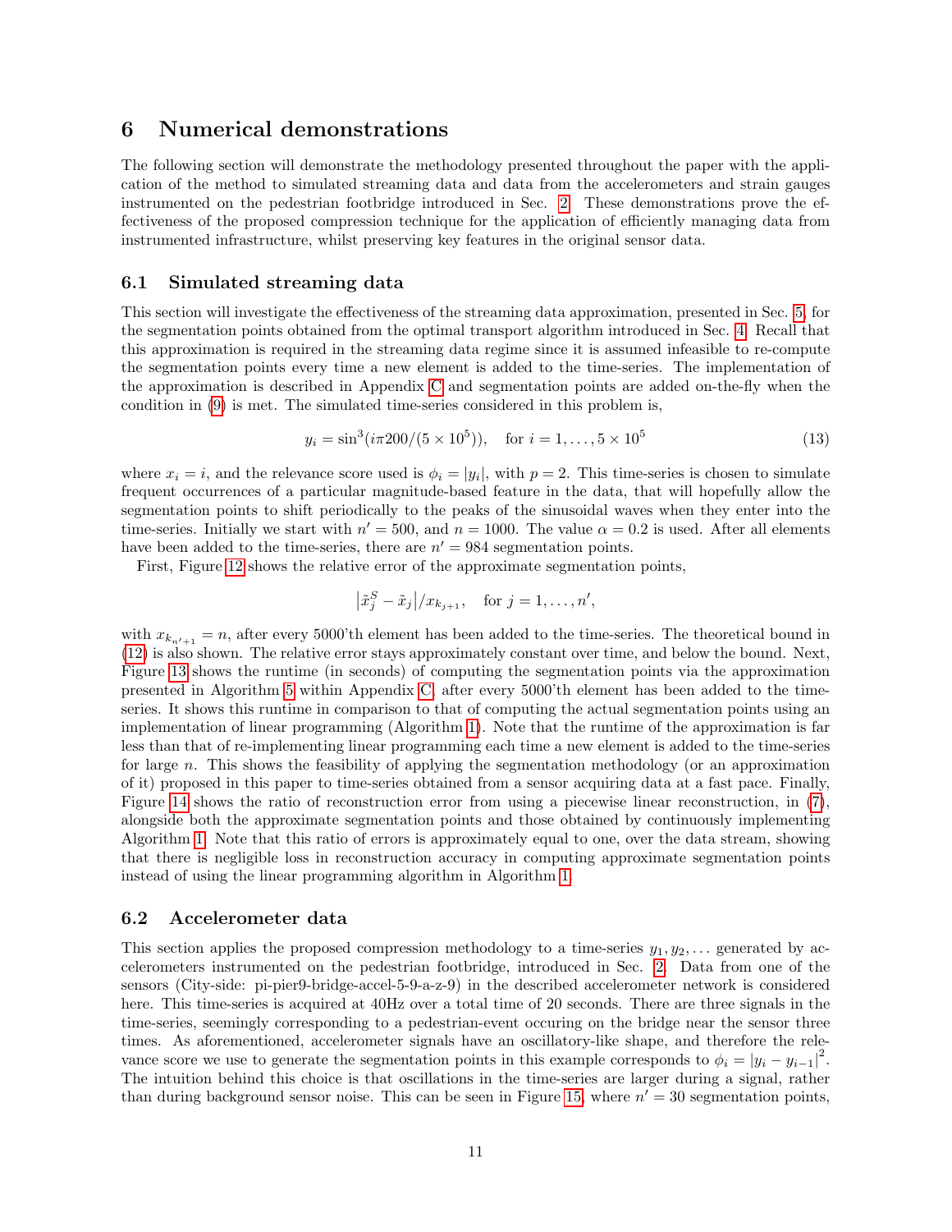# 6 Numerical demonstrations

The following section will demonstrate the methodology presented throughout the paper with the application of the method to simulated streaming data and data from the accelerometers and strain gauges instrumented on the pedestrian footbridge introduced in Sec. 2. These demonstrations prove the effectiveness of the proposed compression technique for the application of efficiently managing data from instrumented infrastructure, whilst preserving key features in the original sensor data.

## 6.1 Simulated streaming data

This section will investigate the effectiveness of the streaming data approximation, presented in Sec. 5, for the segmentation points obtained from the optimal transport algorithm introduced in Sec. 4. Recall that this approximation is required in the streaming data regime since it is assumed infeasible to re-compute the segmentation points every time a new element is added to the time-series. The implementation of the approximation is described in Appendix C and segmentation points are added on-the-fly when the condition in (9) is met. The simulated time-series considered in this problem is,

$$y_i = \sin^3(i\pi 200/(5 \times 10^5)), \quad \text{for } i = 1, \ldots, 5 \times 10^5 \tag{13}$$

where $x_i = i$, and the relevance score used is $\phi_i = |y_i|$, with $p = 2$. This time-series is chosen to simulate frequent occurrences of a particular magnitude-based feature in the data, that will hopefully allow the segmentation points to shift periodically to the peaks of the sinusoidal waves when they enter into the time-series. Initially we start with $n' = 500$, and $n = 1000$. The value $\alpha = 0.2$ is used. After all elements have been added to the time-series, there are $n' = 984$ segmentation points.

First, Figure 12 shows the relative error of the approximate segmentation points,

$$\left|\tilde{x}_j^S - \tilde{x}_j\right| / x_{k_{j+1}}, \quad \text{for } j = 1, \ldots, n',$$

with $x_{k_{n'+1}} = n$, after every 5000'th element has been added to the time-series. The theoretical bound in (12) is also shown. The relative error stays approximately constant over time, and below the bound. Next, Figure 13 shows the runtime (in seconds) of computing the segmentation points via the approximation presented in Algorithm 5 within Appendix C, after every 5000'th element has been added to the time-series. It shows this runtime in comparison to that of computing the actual segmentation points using an implementation of linear programming (Algorithm 1). Note that the runtime of the approximation is far less than that of re-implementing linear programming each time a new element is added to the time-series for large $n$. This shows the feasibility of applying the segmentation methodology (or an approximation of it) proposed in this paper to time-series obtained from a sensor acquiring data at a fast pace. Finally, Figure 14 shows the ratio of reconstruction error from using a piecewise linear reconstruction, in (7), alongside both the approximate segmentation points and those obtained by continuously implementing Algorithm 1. Note that this ratio of errors is approximately equal to one, over the data stream, showing that there is negligible loss in reconstruction accuracy in computing approximate segmentation points instead of using the linear programming algorithm in Algorithm 1.

## 6.2 Accelerometer data

This section applies the proposed compression methodology to a time-series $y_1, y_2, \ldots$ generated by accelerometers instrumented on the pedestrian footbridge, introduced in Sec. 2. Data from one of the sensors (City-side: pi-pier9-bridge-accel-5-9-a-z-9) in the described accelerometer network is considered here. This time-series is acquired at 40Hz over a total time of 20 seconds. There are three signals in the time-series, seemingly corresponding to a pedestrian-event occuring on the bridge near the sensor three times. As aforementioned, accelerometer signals have an oscillatory-like shape, and therefore the relevance score we use to generate the segmentation points in this example corresponds to $\phi_i = |y_i - y_{i-1}|^2$. The intuition behind this choice is that oscillations in the time-series are larger during a signal, rather than during background sensor noise. This can be seen in Figure 15, where $n' = 30$ segmentation points,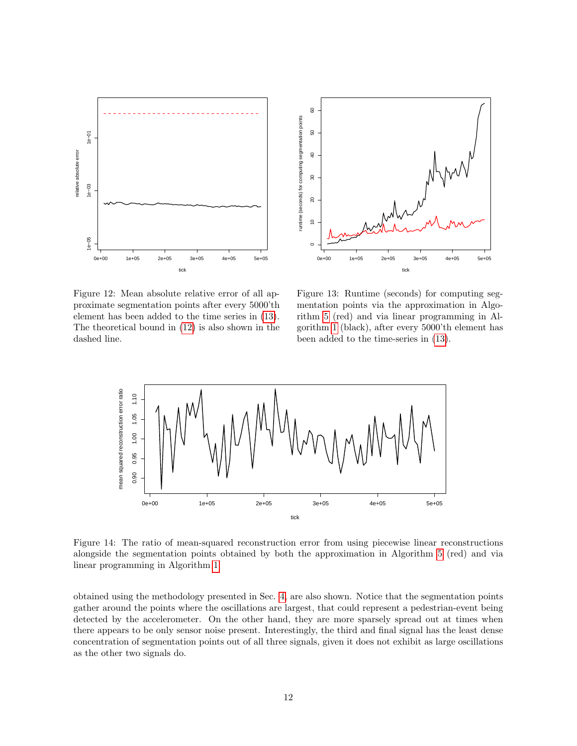Figure 12: Mean absolute relative error of all approximate segmentation points after every 5000'th element has been added to the time series in (13). The theoretical bound in (12) is also shown in the dashed line.

Figure 13: Runtime (seconds) for computing segmentation points via the approximation in Algorithm 5 (red) and via linear programming in Algorithm 1 (black), after every 5000'th element has been added to the time-series in (13).

Figure 14: The ratio of mean-squared reconstruction error from using piecewise linear reconstructions alongside the segmentation points obtained by both the approximation in Algorithm 5 (red) and via linear programming in Algorithm 1.

obtained using the methodology presented in Sec. 4, are also shown. Notice that the segmentation points gather around the points where the oscillations are largest, that could represent a pedestrian-event being detected by the accelerometer. On the other hand, they are more sparsely spread out at times when there appears to be only sensor noise present. Interestingly, the third and final signal has the least dense concentration of segmentation points out of all three signals, given it does not exhibit as large oscillations as the other two signals do.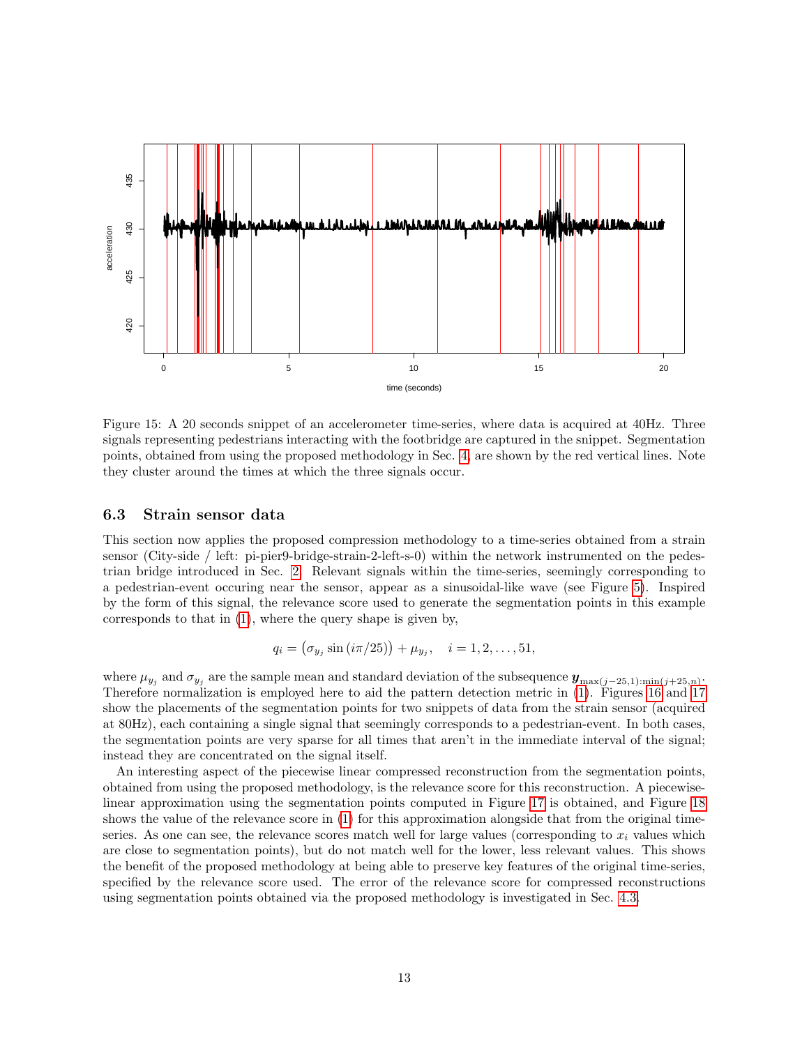Figure 15: A 20 seconds snippet of an accelerometer time-series, where data is acquired at 40Hz. Three signals representing pedestrians interacting with the footbridge are captured in the snippet. Segmentation points, obtained from using the proposed methodology in Sec. 4, are shown by the red vertical lines. Note they cluster around the times at which the three signals occur.

### 6.3 Strain sensor data

This section now applies the proposed compression methodology to a time-series obtained from a strain sensor (City-side / left: pi-pier9-bridge-strain-2-left-s-0) within the network instrumented on the pedestrian bridge introduced in Sec. 2. Relevant signals within the time-series, seemingly corresponding to a pedestrian-event occuring near the sensor, appear as a sinusoidal-like wave (see Figure 5). Inspired by the form of this signal, the relevance score used to generate the segmentation points in this example corresponds to that in (1), where the query shape is given by,

$$q_i = \left(\sigma_{y_j} \sin\left(i\pi/25\right)\right) + \mu_{y_j}, \quad i = 1, 2, \ldots, 51,$$

where $\mu_{y_j}$ and $\sigma_{y_j}$ are the sample mean and standard deviation of the subsequence $\boldsymbol{y}_{\max(j-25,1):\min(j+25,n)}$. Therefore normalization is employed here to aid the pattern detection metric in (1). Figures 16 and 17 show the placements of the segmentation points for two snippets of data from the strain sensor (acquired at 80Hz), each containing a single signal that seemingly corresponds to a pedestrian-event. In both cases, the segmentation points are very sparse for all times that aren't in the immediate interval of the signal; instead they are concentrated on the signal itself.

An interesting aspect of the piecewise linear compressed reconstruction from the segmentation points, obtained from using the proposed methodology, is the relevance score for this reconstruction. A piecewise-linear approximation using the segmentation points computed in Figure 17 is obtained, and Figure 18 shows the value of the relevance score in (1) for this approximation alongside that from the original time-series. As one can see, the relevance scores match well for large values (corresponding to $x_i$ values which are close to segmentation points), but do not match well for the lower, less relevant values. This shows the benefit of the proposed methodology at being able to preserve key features of the original time-series, specified by the relevance score used. The error of the relevance score for compressed reconstructions using segmentation points obtained via the proposed methodology is investigated in Sec. 4.3.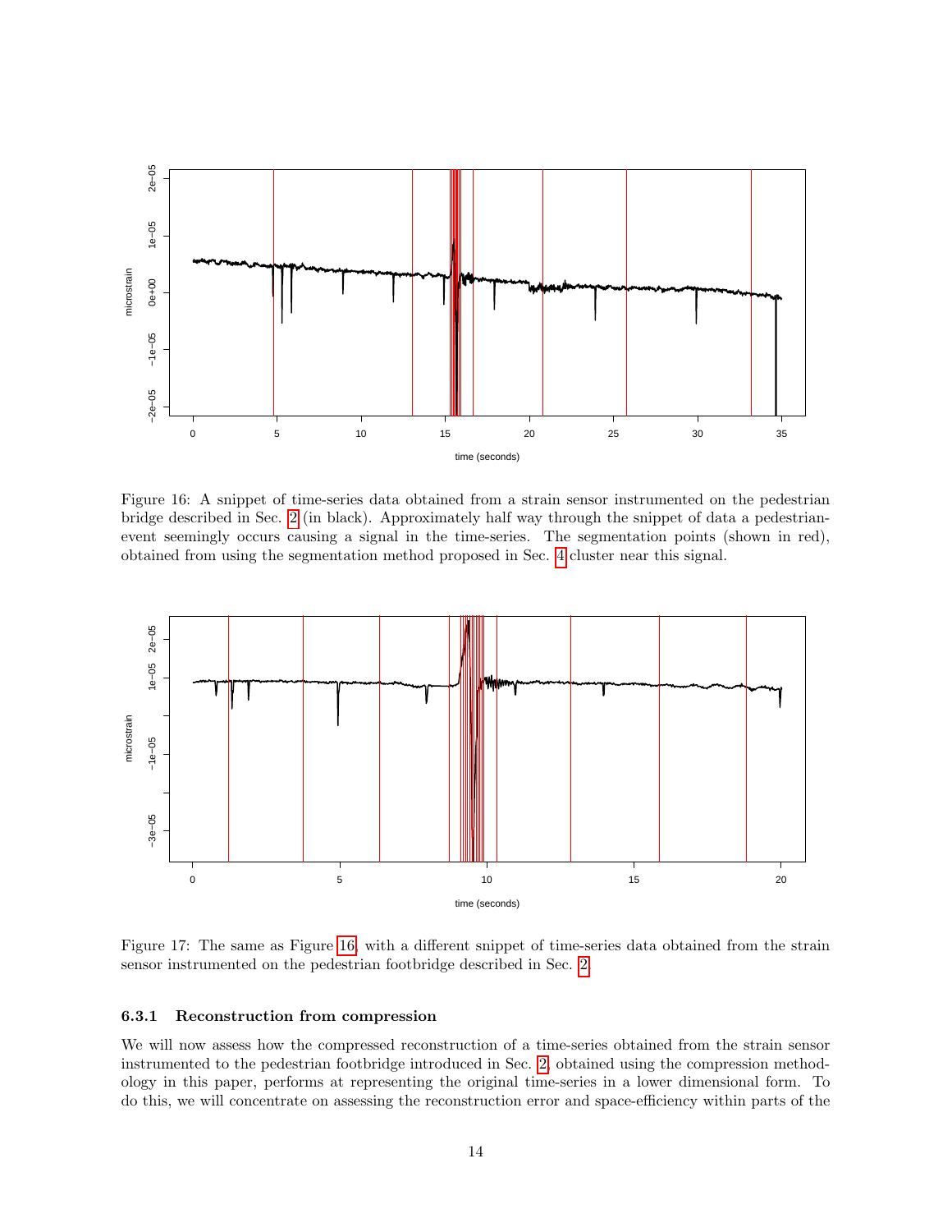Figure 16: A snippet of time-series data obtained from a strain sensor instrumented on the pedestrian bridge described in Sec. 2 (in black). Approximately half way through the snippet of data a pedestrian-event seemingly occurs causing a signal in the time-series. The segmentation points (shown in red), obtained from using the segmentation method proposed in Sec. 4 cluster near this signal.

Figure 17: The same as Figure 16, with a different snippet of time-series data obtained from the strain sensor instrumented on the pedestrian footbridge described in Sec. 2.

### 6.3.1 Reconstruction from compression

We will now assess how the compressed reconstruction of a time-series obtained from the strain sensor instrumented to the pedestrian footbridge introduced in Sec. 2, obtained using the compression methodology in this paper, performs at representing the original time-series in a lower dimensional form. To do this, we will concentrate on assessing the reconstruction error and space-efficiency within parts of the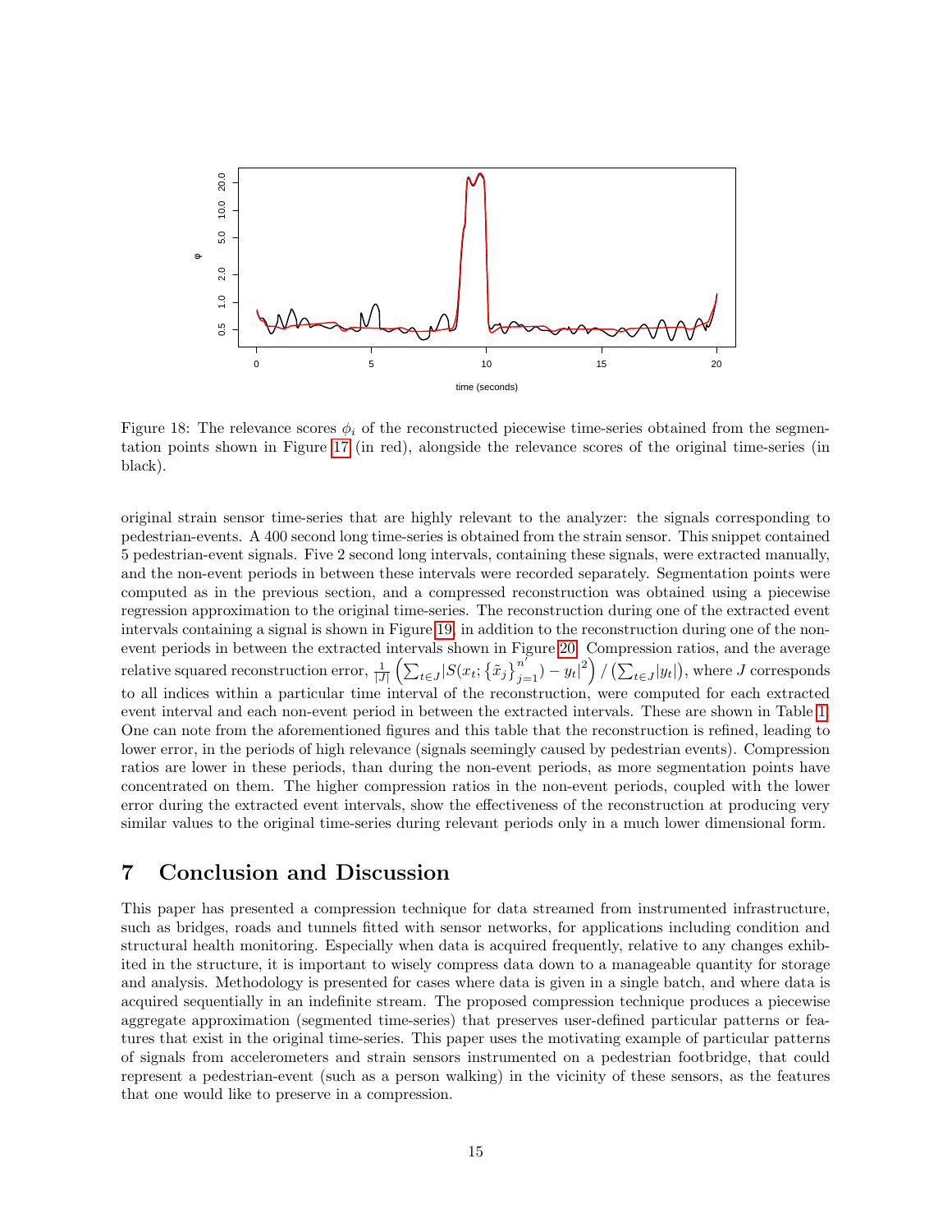Figure 18: The relevance scores $\phi_i$ of the reconstructed piecewise time-series obtained from the segmentation points shown in Figure 17 (in red), alongside the relevance scores of the original time-series (in black).

original strain sensor time-series that are highly relevant to the analyzer: the signals corresponding to pedestrian-events. A 400 second long time-series is obtained from the strain sensor. This snippet contained 5 pedestrian-event signals. Five 2 second long intervals, containing these signals, were extracted manually, and the non-event periods in between these intervals were recorded separately. Segmentation points were computed as in the previous section, and a compressed reconstruction was obtained using a piecewise regression approximation to the original time-series. The reconstruction during one of the extracted event intervals containing a signal is shown in Figure 19, in addition to the reconstruction during one of the non-event periods in between the extracted intervals shown in Figure 20. Compression ratios, and the average relative squared reconstruction error, $\frac{1}{|J|}\left(\sum_{t \in J} |S(x_t; \{\tilde{x}_j\}_{j=1}^{n'}) - y_t|^2\right) / \left(\sum_{t \in J} |y_t|\right)$, where $J$ corresponds to all indices within a particular time interval of the reconstruction, were computed for each extracted event interval and each non-event period in between the extracted intervals. These are shown in Table 1. One can note from the aforementioned figures and this table that the reconstruction is refined, leading to lower error, in the periods of high relevance (signals seemingly caused by pedestrian events). Compression ratios are lower in these periods, than during the non-event periods, as more segmentation points have concentrated on them. The higher compression ratios in the non-event periods, coupled with the lower error during the extracted event intervals, show the effectiveness of the reconstruction at producing very similar values to the original time-series during relevant periods only in a much lower dimensional form.

# 7 Conclusion and Discussion

This paper has presented a compression technique for data streamed from instrumented infrastructure, such as bridges, roads and tunnels fitted with sensor networks, for applications including condition and structural health monitoring. Especially when data is acquired frequently, relative to any changes exhibited in the structure, it is important to wisely compress data down to a manageable quantity for storage and analysis. Methodology is presented for cases where data is given in a single batch, and where data is acquired sequentially in an indefinite stream. The proposed compression technique produces a piecewise aggregate approximation (segmented time-series) that preserves user-defined particular patterns or features that exist in the original time-series. This paper uses the motivating example of particular patterns of signals from accelerometers and strain sensors instrumented on a pedestrian footbridge, that could represent a pedestrian-event (such as a person walking) in the vicinity of these sensors, as the features that one would like to preserve in a compression.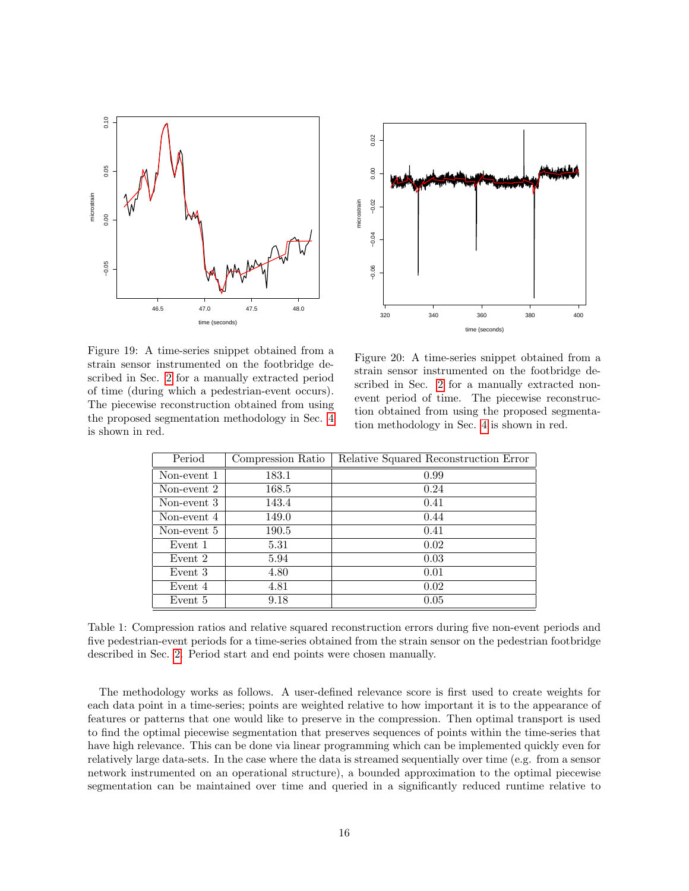Figure 19: A time-series snippet obtained from a strain sensor instrumented on the footbridge described in Sec. 2 for a manually extracted period of time (during which a pedestrian-event occurs). The piecewise reconstruction obtained from using the proposed segmentation methodology in Sec. 4 is shown in red.

Figure 20: A time-series snippet obtained from a strain sensor instrumented on the footbridge described in Sec. 2 for a manually extracted non-event period of time. The piecewise reconstruction obtained from using the proposed segmentation methodology in Sec. 4 is shown in red.

| Period | Compression Ratio | Relative Squared Reconstruction Error |
|---|---|---|
| Non-event 1 | 183.1 | 0.99 |
| Non-event 2 | 168.5 | 0.24 |
| Non-event 3 | 143.4 | 0.41 |
| Non-event 4 | 149.0 | 0.44 |
| Non-event 5 | 190.5 | 0.41 |
| Event 1 | 5.31 | 0.02 |
| Event 2 | 5.94 | 0.03 |
| Event 3 | 4.80 | 0.01 |
| Event 4 | 4.81 | 0.02 |
| Event 5 | 9.18 | 0.05 |

Table 1: Compression ratios and relative squared reconstruction errors during five non-event periods and five pedestrian-event periods for a time-series obtained from the strain sensor on the pedestrian footbridge described in Sec. 2. Period start and end points were chosen manually.

The methodology works as follows. A user-defined relevance score is first used to create weights for each data point in a time-series; points are weighted relative to how important it is to the appearance of features or patterns that one would like to preserve in the compression. Then optimal transport is used to find the optimal piecewise segmentation that preserves sequences of points within the time-series that have high relevance. This can be done via linear programming which can be implemented quickly even for relatively large data-sets. In the case where the data is streamed sequentially over time (e.g. from a sensor network instrumented on an operational structure), a bounded approximation to the optimal piecewise segmentation can be maintained over time and queried in a significantly reduced runtime relative to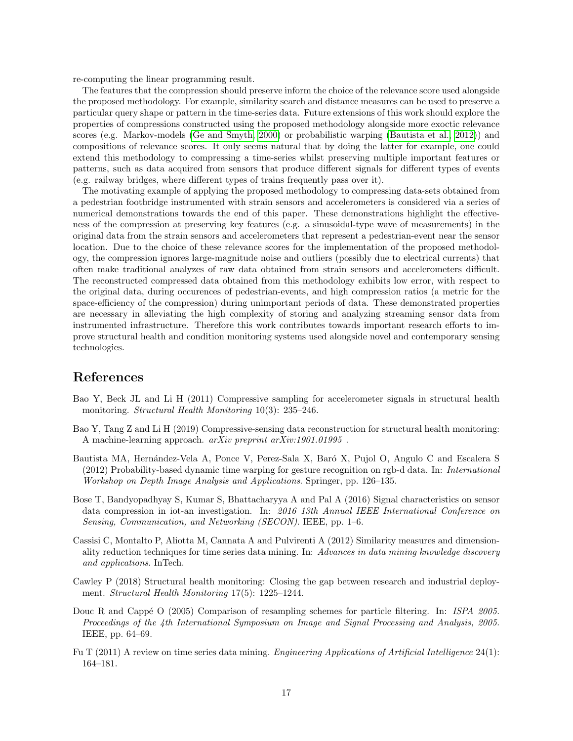re-computing the linear programming result.

The features that the compression should preserve inform the choice of the relevance score used alongside the proposed methodology. For example, similarity search and distance measures can be used to preserve a particular query shape or pattern in the time-series data. Future extensions of this work should explore the properties of compressions constructed using the proposed methodology alongside more exoctic relevance scores (e.g. Markov-models (Ge and Smyth, 2000) or probabilistic warping (Bautista et al., 2012)) and compositions of relevance scores. It only seems natural that by doing the latter for example, one could extend this methodology to compressing a time-series whilst preserving multiple important features or patterns, such as data acquired from sensors that produce different signals for different types of events (e.g. railway bridges, where different types of trains frequently pass over it).

The motivating example of applying the proposed methodology to compressing data-sets obtained from a pedestrian footbridge instrumented with strain sensors and accelerometers is considered via a series of numerical demonstrations towards the end of this paper. These demonstrations highlight the effectiveness of the compression at preserving key features (e.g. a sinusoidal-type wave of measurements) in the original data from the strain sensors and accelerometers that represent a pedestrian-event near the sensor location. Due to the choice of these relevance scores for the implementation of the proposed methodology, the compression ignores large-magnitude noise and outliers (possibly due to electrical currents) that often make traditional analyzes of raw data obtained from strain sensors and accelerometers difficult. The reconstructed compressed data obtained from this methodology exhibits low error, with respect to the original data, during occurences of pedestrian-events, and high compression ratios (a metric for the space-efficiency of the compression) during unimportant periods of data. These demonstrated properties are necessary in alleviating the high complexity of storing and analyzing streaming sensor data from instrumented infrastructure. Therefore this work contributes towards important research efforts to improve structural health and condition monitoring systems used alongside novel and contemporary sensing technologies.

# References

Bao Y, Beck JL and Li H (2011) Compressive sampling for accelerometer signals in structural health monitoring. *Structural Health Monitoring* 10(3): 235–246.

Bao Y, Tang Z and Li H (2019) Compressive-sensing data reconstruction for structural health monitoring: A machine-learning approach. *arXiv preprint arXiv:1901.01995* .

Bautista MA, Hernández-Vela A, Ponce V, Perez-Sala X, Baró X, Pujol O, Angulo C and Escalera S (2012) Probability-based dynamic time warping for gesture recognition on rgb-d data. In: *International Workshop on Depth Image Analysis and Applications*. Springer, pp. 126–135.

Bose T, Bandyopadhyay S, Kumar S, Bhattacharyya A and Pal A (2016) Signal characteristics on sensor data compression in iot-an investigation. In: *2016 13th Annual IEEE International Conference on Sensing, Communication, and Networking (SECON)*. IEEE, pp. 1–6.

Cassisi C, Montalto P, Aliotta M, Cannata A and Pulvirenti A (2012) Similarity measures and dimensionality reduction techniques for time series data mining. In: *Advances in data mining knowledge discovery and applications*. InTech.

Cawley P (2018) Structural health monitoring: Closing the gap between research and industrial deployment. *Structural Health Monitoring* 17(5): 1225–1244.

Douc R and Cappé O (2005) Comparison of resampling schemes for particle filtering. In: *ISPA 2005. Proceedings of the 4th International Symposium on Image and Signal Processing and Analysis, 2005.* IEEE, pp. 64–69.

Fu T (2011) A review on time series data mining. *Engineering Applications of Artificial Intelligence* 24(1): 164–181.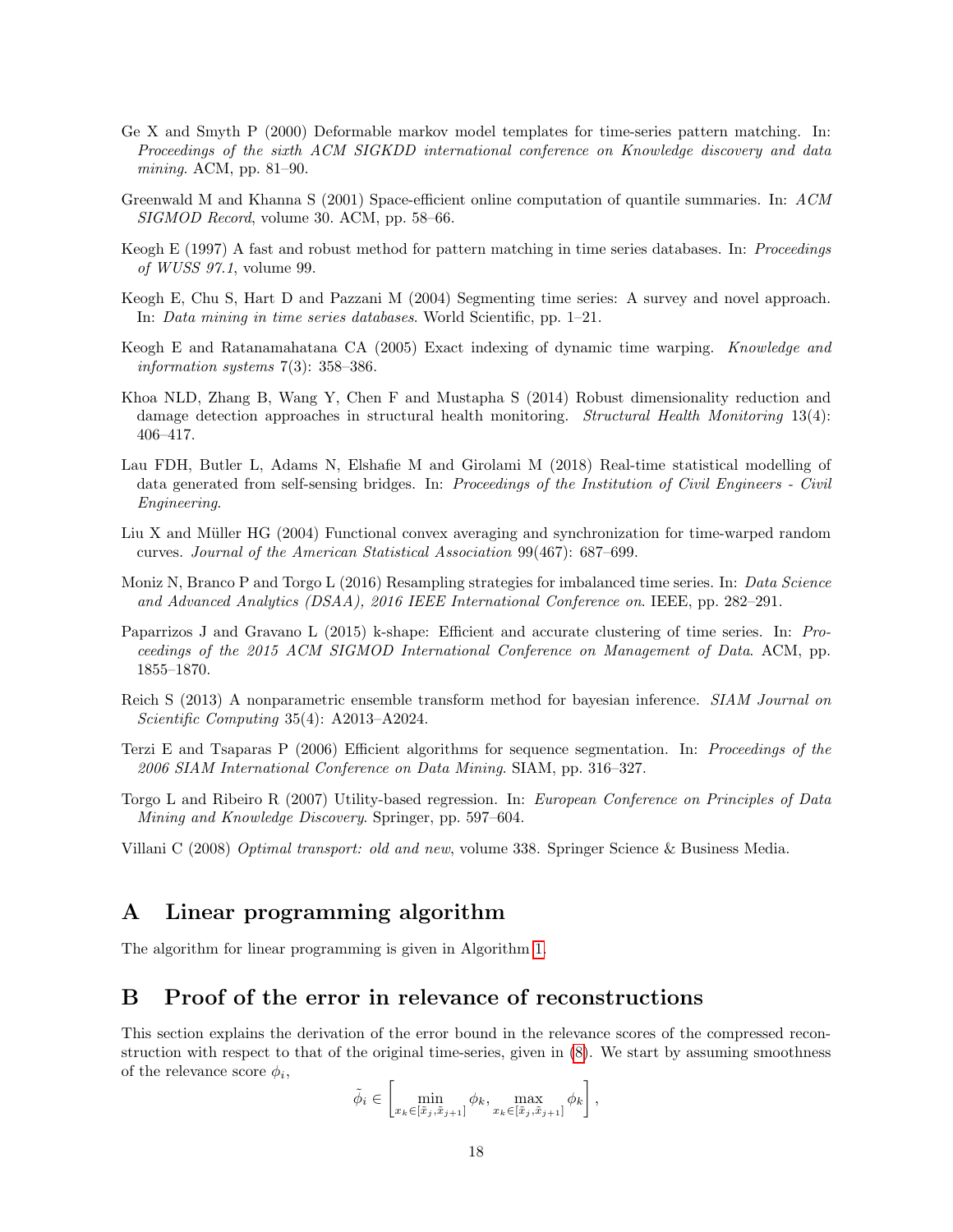Ge X and Smyth P (2000) Deformable markov model templates for time-series pattern matching. In: *Proceedings of the sixth ACM SIGKDD international conference on Knowledge discovery and data mining*. ACM, pp. 81–90.

Greenwald M and Khanna S (2001) Space-efficient online computation of quantile summaries. In: *ACM SIGMOD Record*, volume 30. ACM, pp. 58–66.

Keogh E (1997) A fast and robust method for pattern matching in time series databases. In: *Proceedings of WUSS 97.1*, volume 99.

Keogh E, Chu S, Hart D and Pazzani M (2004) Segmenting time series: A survey and novel approach. In: *Data mining in time series databases*. World Scientific, pp. 1–21.

Keogh E and Ratanamahatana CA (2005) Exact indexing of dynamic time warping. *Knowledge and information systems* 7(3): 358–386.

Khoa NLD, Zhang B, Wang Y, Chen F and Mustapha S (2014) Robust dimensionality reduction and damage detection approaches in structural health monitoring. *Structural Health Monitoring* 13(4): 406–417.

Lau FDH, Butler L, Adams N, Elshafie M and Girolami M (2018) Real-time statistical modelling of data generated from self-sensing bridges. In: *Proceedings of the Institution of Civil Engineers - Civil Engineering*.

Liu X and Müller HG (2004) Functional convex averaging and synchronization for time-warped random curves. *Journal of the American Statistical Association* 99(467): 687–699.

Moniz N, Branco P and Torgo L (2016) Resampling strategies for imbalanced time series. In: *Data Science and Advanced Analytics (DSAA), 2016 IEEE International Conference on*. IEEE, pp. 282–291.

Paparrizos J and Gravano L (2015) k-shape: Efficient and accurate clustering of time series. In: *Proceedings of the 2015 ACM SIGMOD International Conference on Management of Data*. ACM, pp. 1855–1870.

Reich S (2013) A nonparametric ensemble transform method for bayesian inference. *SIAM Journal on Scientific Computing* 35(4): A2013–A2024.

Terzi E and Tsaparas P (2006) Efficient algorithms for sequence segmentation. In: *Proceedings of the 2006 SIAM International Conference on Data Mining*. SIAM, pp. 316–327.

Torgo L and Ribeiro R (2007) Utility-based regression. In: *European Conference on Principles of Data Mining and Knowledge Discovery*. Springer, pp. 597–604.

Villani C (2008) *Optimal transport: old and new*, volume 338. Springer Science & Business Media.

# A Linear programming algorithm

The algorithm for linear programming is given in Algorithm 1.

# B Proof of the error in relevance of reconstructions

This section explains the derivation of the error bound in the relevance scores of the compressed reconstruction with respect to that of the original time-series, given in (8). We start by assuming smoothness of the relevance score $\phi_i$,

$$\tilde{\phi}_i \in \left[ \min_{x_k \in [\tilde{x}_j, \tilde{x}_{j+1}]} \phi_k, \max_{x_k \in [\tilde{x}_j, \tilde{x}_{j+1}]} \phi_k \right],$$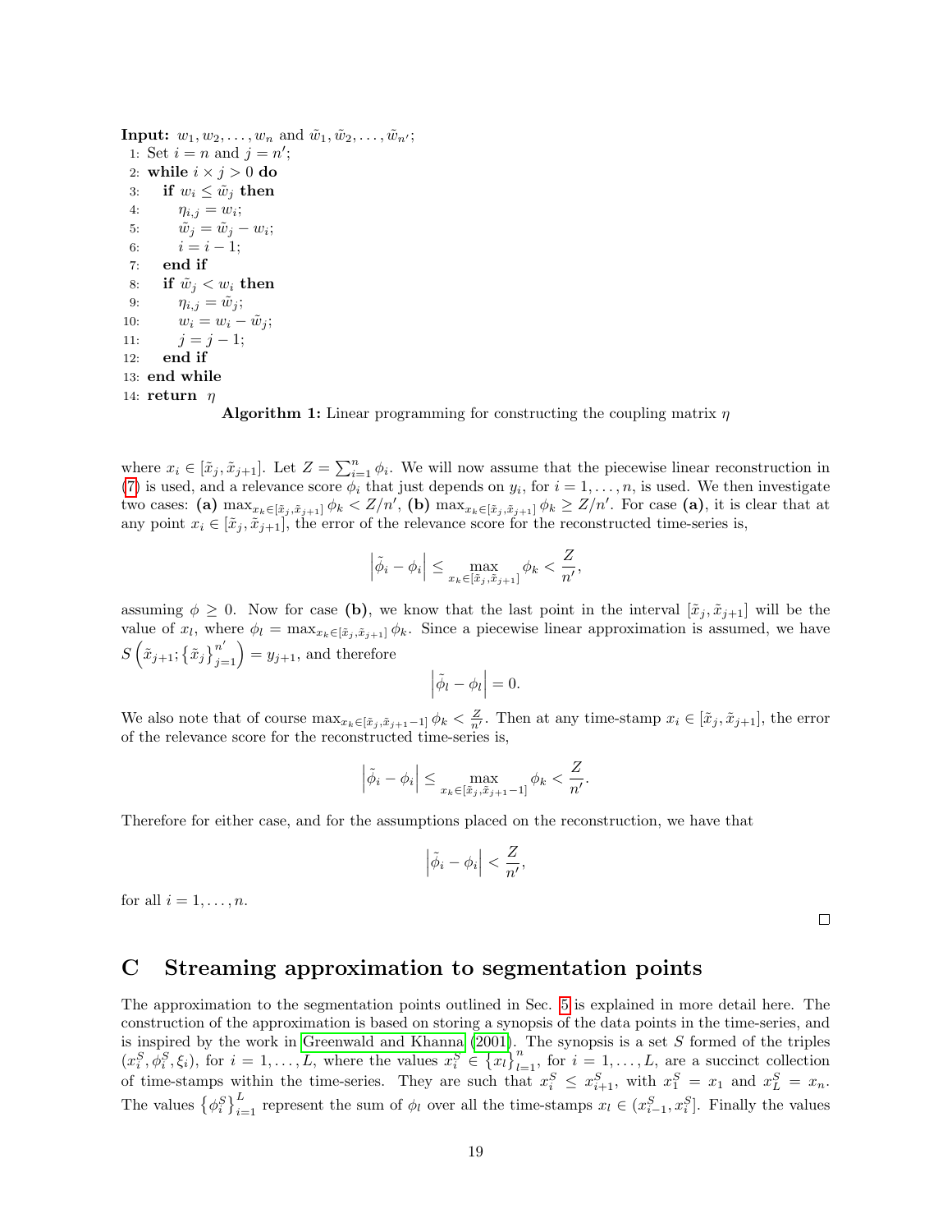**Input:** $w_1, w_2, \ldots, w_n$ and $\tilde{w}_1, \tilde{w}_2, \ldots, \tilde{w}_{n'}$;

```
1: Set i = n and j = n';
2: while i × j > 0 do
3:    if w_i ≤ w̃_j then
4:       η_{i,j} = w_i;
5:       w̃_j = w̃_j − w_i;
6:       i = i − 1;
7:    end if
8:    if w̃_j < w_i then
9:       η_{i,j} = w̃_j;
10:      w_i = w_i − w̃_j;
11:      j = j − 1;
12:   end if
13: end while
14: return η
```

**Algorithm 1:** Linear programming for constructing the coupling matrix $\eta$

where $x_i \in [\tilde{x}_j, \tilde{x}_{j+1}]$. Let $Z = \sum_{i=1}^{n} \phi_i$. We will now assume that the piecewise linear reconstruction in (7) is used, and a relevance score $\phi_i$ that just depends on $y_i$, for $i = 1, \ldots, n$, is used. We then investigate two cases: **(a)** $\max_{x_k \in [\tilde{x}_j, \tilde{x}_{j+1}]} \phi_k < Z/n'$, **(b)** $\max_{x_k \in [\tilde{x}_j, \tilde{x}_{j+1}]} \phi_k \geq Z/n'$. For case **(a)**, it is clear that at any point $x_i \in [\tilde{x}_j, \tilde{x}_{j+1}]$, the error of the relevance score for the reconstructed time-series is,

$$\left|\tilde{\phi}_i - \phi_i\right| \leq \max_{x_k \in [\tilde{x}_j, \tilde{x}_{j+1}]} \phi_k < \frac{Z}{n'},$$

assuming $\phi \geq 0$. Now for case **(b)**, we know that the last point in the interval $[\tilde{x}_j, \tilde{x}_{j+1}]$ will be the value of $x_l$, where $\phi_l = \max_{x_k \in [\tilde{x}_j, \tilde{x}_{j+1}]} \phi_k$. Since a piecewise linear approximation is assumed, we have $S\left(\tilde{x}_{j+1}; \{\tilde{x}_j\}_{j=1}^{n'}\right) = y_{j+1}$, and therefore

$$\left|\tilde{\phi}_l - \phi_l\right| = 0.$$

We also note that of course $\max_{x_k \in [\tilde{x}_j, \tilde{x}_{j+1}-1]} \phi_k < \frac{Z}{n'}$. Then at any time-stamp $x_i \in [\tilde{x}_j, \tilde{x}_{j+1}]$, the error of the relevance score for the reconstructed time-series is,

$$\left|\tilde{\phi}_i - \phi_i\right| \leq \max_{x_k \in [\tilde{x}_j, \tilde{x}_{j+1}-1]} \phi_k < \frac{Z}{n'}.$$

Therefore for either case, and for the assumptions placed on the reconstruction, we have that

$$\left|\tilde{\phi}_i - \phi_i\right| < \frac{Z}{n'},$$

for all $i = 1, \ldots, n$.

□

# C Streaming approximation to segmentation points

The approximation to the segmentation points outlined in Sec. 5 is explained in more detail here. The construction of the approximation is based on storing a synopsis of the data points in the time-series, and is inspired by the work in Greenwald and Khanna (2001). The synopsis is a set $S$ formed of the triples $(x_i^S, \phi_i^S, \xi_i)$, for $i = 1, \ldots, L$, where the values $x_i^S \in \{x_l\}_{l=1}^{n}$, for $i = 1, \ldots, L$, are a succinct collection of time-stamps within the time-series. They are such that $x_i^S \leq x_{i+1}^S$, with $x_1^S = x_1$ and $x_L^S = x_n$. The values $\{\phi_i^S\}_{i=1}^{L}$ represent the sum of $\phi_l$ over all the time-stamps $x_l \in (x_{i-1}^S, x_i^S]$. Finally the values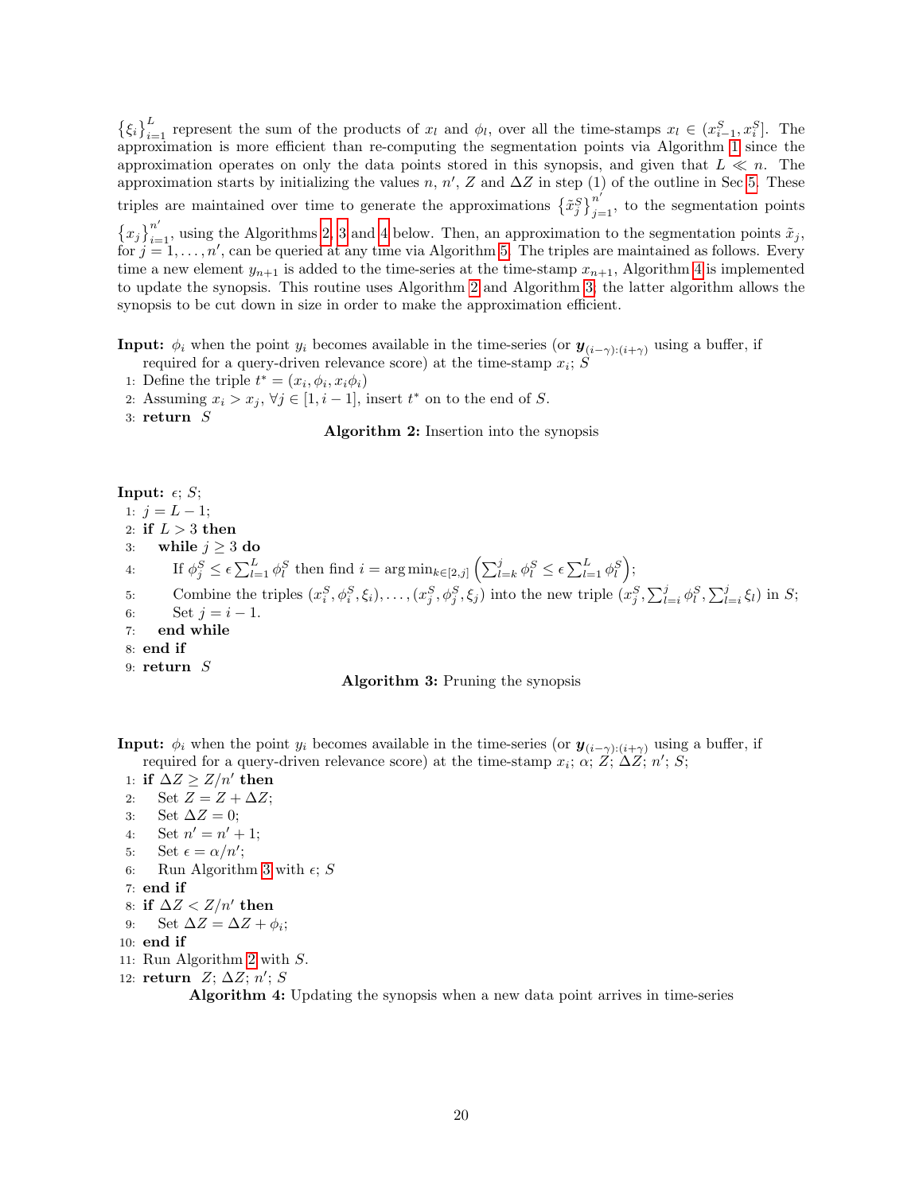$\{\xi_i\}_{i=1}^{L}$ represent the sum of the products of $x_l$ and $\phi_l$, over all the time-stamps $x_l \in (x_{i-1}^S, x_i^S]$. The approximation is more efficient than re-computing the segmentation points via Algorithm 1 since the approximation operates on only the data points stored in this synopsis, and given that $L \ll n$. The approximation starts by initializing the values $n$, $n'$, $Z$ and $\Delta Z$ in step (1) of the outline in Sec 5. These triples are maintained over time to generate the approximations $\{\tilde{x}_j^S\}_{j=1}^{n'}$, to the segmentation points $\{x_j\}_{i=1}^{n'}$, using the Algorithms 2, 3 and 4 below. Then, an approximation to the segmentation points $\tilde{x}_j$, for $j = 1, \ldots, n'$, can be queried at any time via Algorithm 5. The triples are maintained as follows. Every time a new element $y_{n+1}$ is added to the time-series at the time-stamp $x_{n+1}$, Algorithm 4 is implemented to update the synopsis. This routine uses Algorithm 2 and Algorithm 3; the latter algorithm allows the synopsis to be cut down in size in order to make the approximation efficient.

**Input:** $\phi_i$ when the point $y_i$ becomes available in the time-series (or $\boldsymbol{y}_{(i-\gamma):(i+\gamma)}$ using a buffer, if required for a query-driven relevance score) at the time-stamp $x_i$; $S$

1: Define the triple $t^* = (x_i, \phi_i, x_i\phi_i)$
2: Assuming $x_i > x_j$, $\forall j \in [1, i-1]$, insert $t^*$ on to the end of $S$.
3: **return** $S$

**Algorithm 2:** Insertion into the synopsis

**Input:** $\epsilon$; $S$;

1: $j = L - 1$;
2: **if** $L > 3$ **then**
3: &nbsp;&nbsp;&nbsp;**while** $j \geq 3$ **do**
4: &nbsp;&nbsp;&nbsp;&nbsp;&nbsp;&nbsp;If $\phi_j^S \leq \epsilon \sum_{l=1}^{L} \phi_l^S$ then find $i = \arg\min_{k \in [2,j]} \left( \sum_{l=k}^{j} \phi_l^S \leq \epsilon \sum_{l=1}^{L} \phi_l^S \right)$;
5: &nbsp;&nbsp;&nbsp;&nbsp;&nbsp;&nbsp;Combine the triples $(x_i^S, \phi_i^S, \xi_i), \ldots, (x_j^S, \phi_j^S, \xi_j)$ into the new triple $(x_j^S, \sum_{l=i}^{j} \phi_l^S, \sum_{l=i}^{j} \xi_l)$ in $S$;
6: &nbsp;&nbsp;&nbsp;&nbsp;&nbsp;&nbsp;Set $j = i - 1$.
7: &nbsp;&nbsp;&nbsp;**end while**
8: **end if**
9: **return** $S$

**Algorithm 3:** Pruning the synopsis

**Input:** $\phi_i$ when the point $y_i$ becomes available in the time-series (or $\boldsymbol{y}_{(i-\gamma):(i+\gamma)}$ using a buffer, if required for a query-driven relevance score) at the time-stamp $x_i$; $\alpha$; $Z$; $\Delta Z$; $n'$; $S$;

1: **if** $\Delta Z \geq Z/n'$ **then**
2: &nbsp;&nbsp;&nbsp;Set $Z = Z + \Delta Z$;
3: &nbsp;&nbsp;&nbsp;Set $\Delta Z = 0$;
4: &nbsp;&nbsp;&nbsp;Set $n' = n' + 1$;
5: &nbsp;&nbsp;&nbsp;Set $\epsilon = \alpha/n'$;
6: &nbsp;&nbsp;&nbsp;Run Algorithm 3 with $\epsilon$; $S$
7: **end if**
8: **if** $\Delta Z < Z/n'$ **then**
9: &nbsp;&nbsp;&nbsp;Set $\Delta Z = \Delta Z + \phi_i$;
10: **end if**
11: Run Algorithm 2 with $S$.
12: **return** $Z$; $\Delta Z$; $n'$; $S$

**Algorithm 4:** Updating the synopsis when a new data point arrives in time-series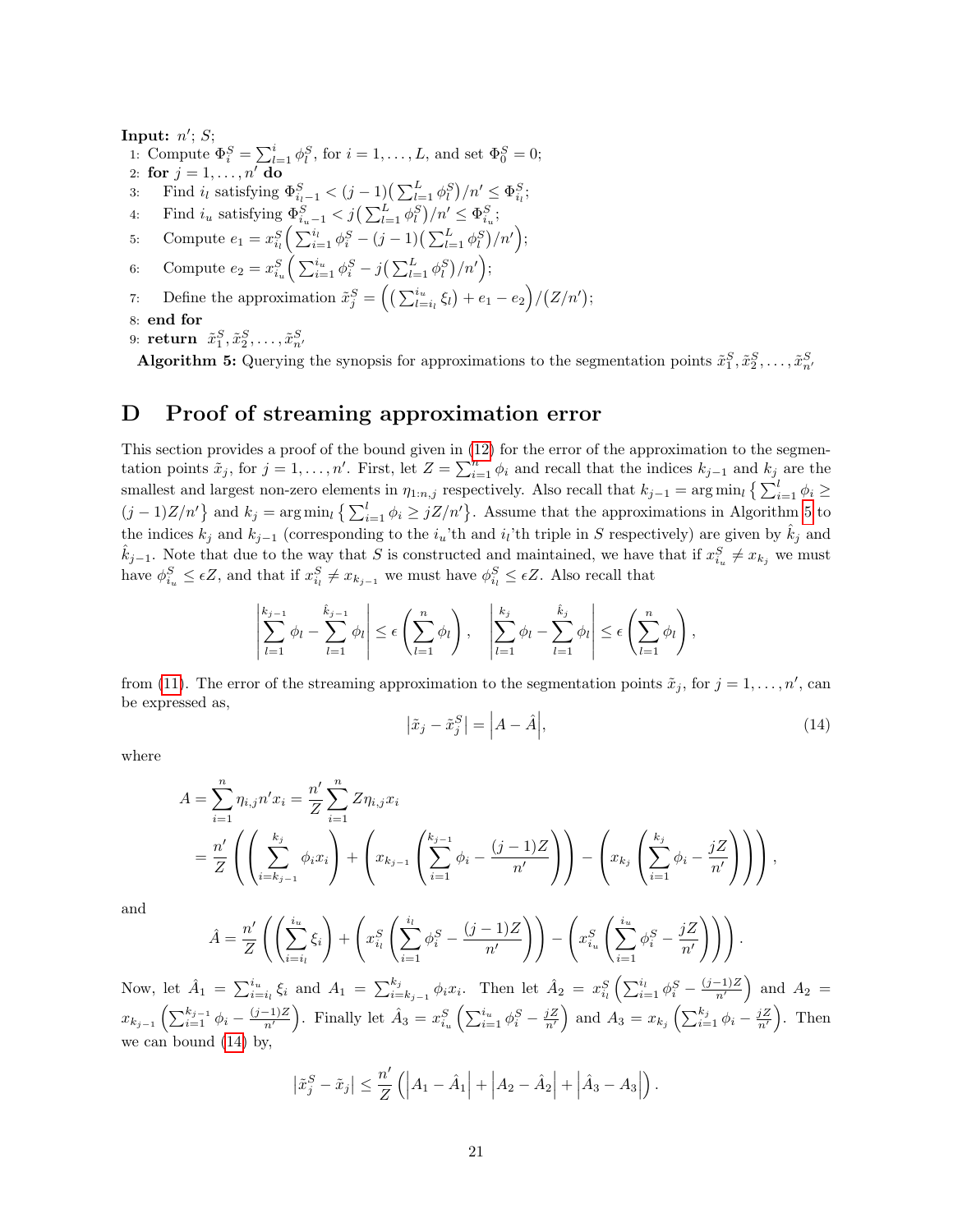**Input:** $n'$; $S$;

1: Compute $\Phi_i^S = \sum_{l=1}^{i} \phi_l^S$, for $i = 1, \ldots, L$, and set $\Phi_0^S = 0$;
2: **for** $j = 1, \ldots, n'$ **do**
3: Find $i_l$ satisfying $\Phi_{i_l-1}^S < (j-1)\big(\sum_{l=1}^{L} \phi_l^S\big)/n' \leq \Phi_{i_l}^S$;
4: Find $i_u$ satisfying $\Phi_{i_u-1}^S < j\big(\sum_{l=1}^{L} \phi_l^S\big)/n' \leq \Phi_{i_u}^S$;
5: Compute $e_1 = x_{i_l}^S\Big(\sum_{i=1}^{i_l} \phi_i^S - (j-1)\big(\sum_{l=1}^{L} \phi_l^S\big)/n'\Big)$;
6: Compute $e_2 = x_{i_u}^S\Big(\sum_{i=1}^{i_u} \phi_i^S - j\big(\sum_{l=1}^{L} \phi_l^S\big)/n'\Big)$;
7: Define the approximation $\tilde{x}_j^S = \Big(\big(\sum_{l=i_l}^{i_u} \xi_l\big) + e_1 - e_2\Big)/(Z/n')$;
8: **end for**
9: **return** $\tilde{x}_1^S, \tilde{x}_2^S, \ldots, \tilde{x}_{n'}^S$

**Algorithm 5:** Querying the synopsis for approximations to the segmentation points $\tilde{x}_1^S, \tilde{x}_2^S, \ldots, \tilde{x}_{n'}^S$

# D Proof of streaming approximation error

This section provides a proof of the bound given in (12) for the error of the approximation to the segmentation points $\tilde{x}_j$, for $j = 1, \ldots, n'$. First, let $Z = \sum_{i=1}^{n} \phi_i$ and recall that the indices $k_{j-1}$ and $k_j$ are the smallest and largest non-zero elements in $\eta_{1:n,j}$ respectively. Also recall that $k_{j-1} = \arg\min_l \big\{ \sum_{i=1}^{l} \phi_i \geq (j-1)Z/n' \big\}$ and $k_j = \arg\min_l \big\{ \sum_{i=1}^{l} \phi_i \geq jZ/n' \big\}$. Assume that the approximations in Algorithm 5 to the indices $k_j$ and $k_{j-1}$ (corresponding to the $i_u$'th and $i_l$'th triple in $S$ respectively) are given by $\hat{k}_j$ and $\hat{k}_{j-1}$. Note that due to the way that $S$ is constructed and maintained, we have that if $x_{i_u}^S \neq x_{k_j}$ we must have $\phi_{i_u}^S \leq \epsilon Z$, and that if $x_{i_l}^S \neq x_{k_{j-1}}$ we must have $\phi_{i_l}^S \leq \epsilon Z$. Also recall that

$$
\left| \sum_{l=1}^{k_{j-1}} \phi_l - \sum_{l=1}^{\hat{k}_{j-1}} \phi_l \right| \leq \epsilon \left( \sum_{l=1}^{n} \phi_l \right), \quad \left| \sum_{l=1}^{k_j} \phi_l - \sum_{l=1}^{\hat{k}_j} \phi_l \right| \leq \epsilon \left( \sum_{l=1}^{n} \phi_l \right),
$$

from (11). The error of the streaming approximation to the segmentation points $\tilde{x}_j$, for $j = 1, \ldots, n'$, can be expressed as,

$$
\left| \tilde{x}_j - \tilde{x}_j^S \right| = \left| A - \hat{A} \right|, \tag{14}
$$

where

$$
\begin{aligned}
A &= \sum_{i=1}^{n} \eta_{i,j} n' x_i = \frac{n'}{Z} \sum_{i=1}^{n} Z \eta_{i,j} x_i \\
&= \frac{n'}{Z} \left( \left( \sum_{i=k_{j-1}}^{k_j} \phi_i x_i \right) + \left( x_{k_{j-1}} \left( \sum_{i=1}^{k_{j-1}} \phi_i - \frac{(j-1)Z}{n'} \right) \right) - \left( x_{k_j} \left( \sum_{i=1}^{k_j} \phi_i - \frac{jZ}{n'} \right) \right) \right),
\end{aligned}
$$

and

$$
\hat{A} = \frac{n'}{Z} \left( \left( \sum_{i=i_l}^{i_u} \xi_i \right) + \left( x_{i_l}^S \left( \sum_{i=1}^{i_l} \phi_i^S - \frac{(j-1)Z}{n'} \right) \right) - \left( x_{i_u}^S \left( \sum_{i=1}^{i_u} \phi_i^S - \frac{jZ}{n'} \right) \right) \right).
$$

Now, let $\hat{A}_1 = \sum_{i=i_l}^{i_u} \xi_i$ and $A_1 = \sum_{i=k_{j-1}}^{k_j} \phi_i x_i$. Then let $\hat{A}_2 = x_{i_l}^S \left( \sum_{i=1}^{i_l} \phi_i^S - \frac{(j-1)Z}{n'} \right)$ and $A_2 = x_{k_{j-1}} \left( \sum_{i=1}^{k_{j-1}} \phi_i - \frac{(j-1)Z}{n'} \right)$. Finally let $\hat{A}_3 = x_{i_u}^S \left( \sum_{i=1}^{i_u} \phi_i^S - \frac{jZ}{n'} \right)$ and $A_3 = x_{k_j} \left( \sum_{i=1}^{k_j} \phi_i - \frac{jZ}{n'} \right)$. Then we can bound (14) by,

$$
\left| \tilde{x}_j^S - \tilde{x}_j \right| \leq \frac{n'}{Z} \left( \left| A_1 - \hat{A}_1 \right| + \left| A_2 - \hat{A}_2 \right| + \left| \hat{A}_3 - A_3 \right| \right).
$$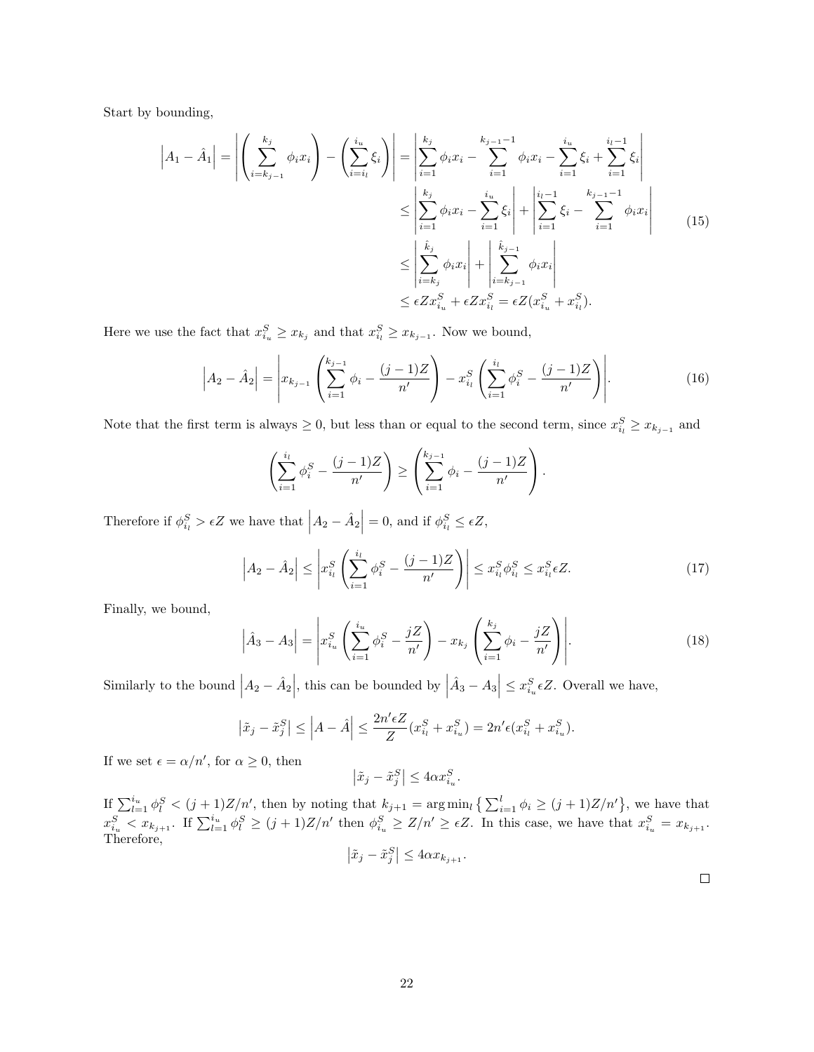Start by bounding,

$$
\begin{aligned}
\left|A_1 - \hat{A}_1\right| = \left|\left(\sum_{i=k_{j-1}}^{k_j} \phi_i x_i\right) - \left(\sum_{i=i_l}^{i_u} \xi_i\right)\right| &= \left|\sum_{i=1}^{k_j} \phi_i x_i - \sum_{i=1}^{k_{j-1}-1} \phi_i x_i - \sum_{i=1}^{i_u} \xi_i + \sum_{i=1}^{i_l-1} \xi_i\right| \\
&\leq \left|\sum_{i=1}^{k_j} \phi_i x_i - \sum_{i=1}^{i_u} \xi_i\right| + \left|\sum_{i=1}^{i_l-1} \xi_i - \sum_{i=1}^{k_{j-1}-1} \phi_i x_i\right| \\
&\leq \left|\sum_{i=k_j}^{\hat{k}_j} \phi_i x_i\right| + \left|\sum_{i=k_{j-1}}^{\hat{k}_{j-1}} \phi_i x_i\right| \\
&\leq \epsilon Z x_{i_u}^S + \epsilon Z x_{i_l}^S = \epsilon Z (x_{i_u}^S + x_{i_l}^S).
\end{aligned}
\tag{15}
$$

Here we use the fact that $x_{i_u}^S \geq x_{k_j}$ and that $x_{i_l}^S \geq x_{k_{j-1}}$. Now we bound,

$$
\left|A_2 - \hat{A}_2\right| = \left|x_{k_{j-1}}\left(\sum_{i=1}^{k_{j-1}} \phi_i - \frac{(j-1)Z}{n'}\right) - x_{i_l}^S\left(\sum_{i=1}^{i_l} \phi_i^S - \frac{(j-1)Z}{n'}\right)\right|. \tag{16}
$$

Note that the first term is always $\geq 0$, but less than or equal to the second term, since $x_{i_l}^S \geq x_{k_{j-1}}$ and

$$
\left(\sum_{i=1}^{i_l} \phi_i^S - \frac{(j-1)Z}{n'}\right) \geq \left(\sum_{i=1}^{k_{j-1}} \phi_i - \frac{(j-1)Z}{n'}\right).
$$

Therefore if $\phi_{i_l}^S > \epsilon Z$ we have that $\left|A_2 - \hat{A}_2\right| = 0$, and if $\phi_{i_l}^S \leq \epsilon Z$,

$$
\left|A_2 - \hat{A}_2\right| \leq \left|x_{i_l}^S\left(\sum_{i=1}^{i_l} \phi_i^S - \frac{(j-1)Z}{n'}\right)\right| \leq x_{i_l}^S \phi_{i_l}^S \leq x_{i_l}^S \epsilon Z. \tag{17}
$$

Finally, we bound,

$$
\left|\hat{A}_3 - A_3\right| = \left|x_{i_u}^S\left(\sum_{i=1}^{i_u} \phi_i^S - \frac{jZ}{n'}\right) - x_{k_j}\left(\sum_{i=1}^{k_j} \phi_i - \frac{jZ}{n'}\right)\right|. \tag{18}
$$

Similarly to the bound $\left|A_2 - \hat{A}_2\right|$, this can be bounded by $\left|\hat{A}_3 - A_3\right| \leq x_{i_u}^S \epsilon Z$. Overall we have,

$$
\left|\tilde{x}_j - \tilde{x}_j^S\right| \leq \left|A - \hat{A}\right| \leq \frac{2n'\epsilon Z}{Z}(x_{i_l}^S + x_{i_u}^S) = 2n'\epsilon(x_{i_l}^S + x_{i_u}^S).
$$

If we set $\epsilon = \alpha/n'$, for $\alpha \geq 0$, then

$$
\left|\tilde{x}_j - \tilde{x}_j^S\right| \leq 4\alpha x_{i_u}^S.
$$

If $\sum_{l=1}^{i_u} \phi_l^S < (j+1)Z/n'$, then by noting that $k_{j+1} = \arg\min_l \left\{\sum_{i=1}^{l} \phi_i \geq (j+1)Z/n'\right\}$, we have that $x_{i_u}^S < x_{k_{j+1}}$. If $\sum_{l=1}^{i_u} \phi_l^S \geq (j+1)Z/n'$ then $\phi_{i_u}^S \geq Z/n' \geq \epsilon Z$. In this case, we have that $x_{i_u}^S = x_{k_{j+1}}$. Therefore,

$$
\left|\tilde{x}_j - \tilde{x}_j^S\right| \leq 4\alpha x_{k_{j+1}}.
$$

□